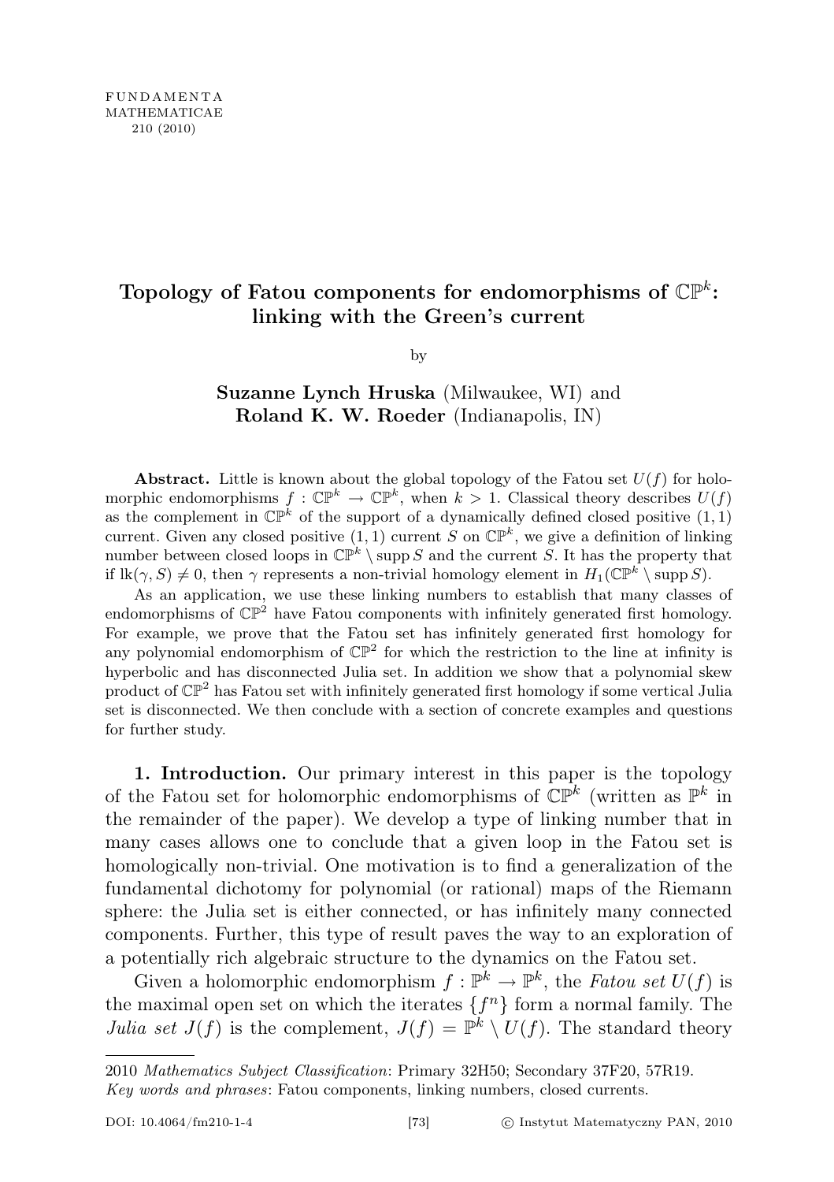FUNDAMENTA
MATHEMATICAE
210 (2010)

# Topology of Fatou components for endomorphisms of $\mathbb{CP}^k$: linking with the Green's current

by

**Suzanne Lynch Hruska** (Milwaukee, WI) and
**Roland K. W. Roeder** (Indianapolis, IN)

**Abstract.** Little is known about the global topology of the Fatou set $U(f)$ for holomorphic endomorphisms $f : \mathbb{CP}^k \to \mathbb{CP}^k$, when $k > 1$. Classical theory describes $U(f)$ as the complement in $\mathbb{CP}^k$ of the support of a dynamically defined closed positive $(1,1)$ current. Given any closed positive $(1,1)$ current $S$ on $\mathbb{CP}^k$, we give a definition of linking number between closed loops in $\mathbb{CP}^k \setminus \operatorname{supp} S$ and the current $S$. It has the property that if $\operatorname{lk}(\gamma, S) \neq 0$, then $\gamma$ represents a non-trivial homology element in $H_1(\mathbb{CP}^k \setminus \operatorname{supp} S)$.

As an application, we use these linking numbers to establish that many classes of endomorphisms of $\mathbb{CP}^2$ have Fatou components with infinitely generated first homology. For example, we prove that the Fatou set has infinitely generated first homology for any polynomial endomorphism of $\mathbb{CP}^2$ for which the restriction to the line at infinity is hyperbolic and has disconnected Julia set. In addition we show that a polynomial skew product of $\mathbb{CP}^2$ has Fatou set with infinitely generated first homology if some vertical Julia set is disconnected. We then conclude with a section of concrete examples and questions for further study.

**1. Introduction.** Our primary interest in this paper is the topology of the Fatou set for holomorphic endomorphisms of $\mathbb{CP}^k$ (written as $\mathbb{P}^k$ in the remainder of the paper). We develop a type of linking number that in many cases allows one to conclude that a given loop in the Fatou set is homologically non-trivial. One motivation is to find a generalization of the fundamental dichotomy for polynomial (or rational) maps of the Riemann sphere: the Julia set is either connected, or has infinitely many connected components. Further, this type of result paves the way to an exploration of a potentially rich algebraic structure to the dynamics on the Fatou set.

Given a holomorphic endomorphism $f : \mathbb{P}^k \to \mathbb{P}^k$, the *Fatou set* $U(f)$ is the maximal open set on which the iterates $\{f^n\}$ form a normal family. The *Julia set* $J(f)$ is the complement, $J(f) = \mathbb{P}^k \setminus U(f)$. The standard theory

2010 *Mathematics Subject Classification*: Primary 32H50; Secondary 37F20, 57R19.
*Key words and phrases*: Fatou components, linking numbers, closed currents.

DOI: 10.4064/fm210-1-4 © Instytut Matematyczny PAN, 2010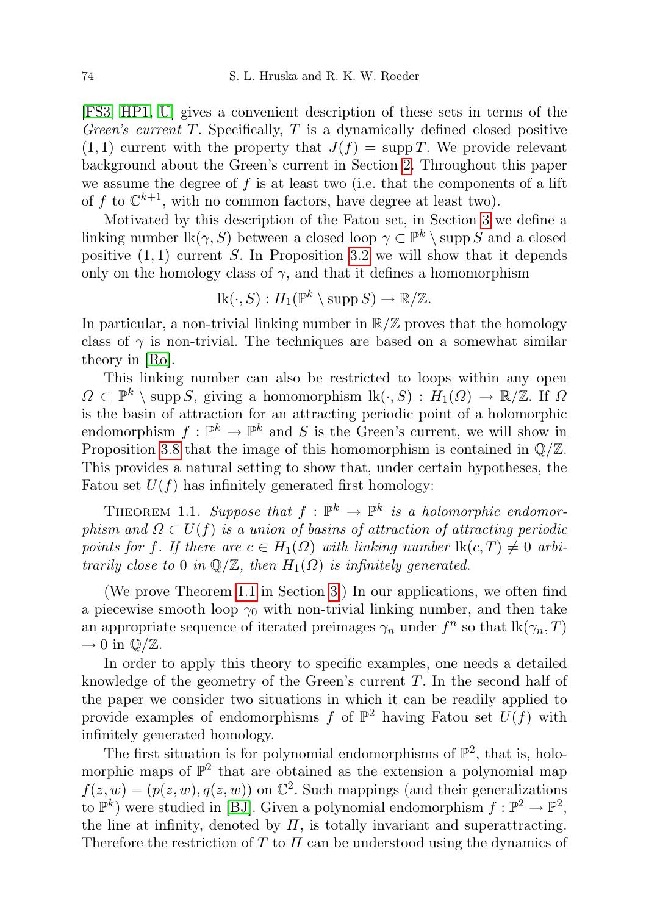[FS3, HP1, U] gives a convenient description of these sets in terms of the *Green's current* $T$. Specifically, $T$ is a dynamically defined closed positive $(1,1)$ current with the property that $J(f) = \operatorname{supp} T$. We provide relevant background about the Green's current in Section 2. Throughout this paper we assume the degree of $f$ is at least two (i.e. that the components of a lift of $f$ to $\mathbb{C}^{k+1}$, with no common factors, have degree at least two).

Motivated by this description of the Fatou set, in Section 3 we define a linking number $\operatorname{lk}(\gamma, S)$ between a closed loop $\gamma \subset \mathbb{P}^k \setminus \operatorname{supp} S$ and a closed positive $(1,1)$ current $S$. In Proposition 3.2 we will show that it depends only on the homology class of $\gamma$, and that it defines a homomorphism

$$\operatorname{lk}(\cdot, S) : H_1(\mathbb{P}^k \setminus \operatorname{supp} S) \to \mathbb{R}/\mathbb{Z}.$$

In particular, a non-trivial linking number in $\mathbb{R}/\mathbb{Z}$ proves that the homology class of $\gamma$ is non-trivial. The techniques are based on a somewhat similar theory in [Ro].

This linking number can also be restricted to loops within any open $\Omega \subset \mathbb{P}^k \setminus \operatorname{supp} S$, giving a homomorphism $\operatorname{lk}(\cdot, S) : H_1(\Omega) \to \mathbb{R}/\mathbb{Z}$. If $\Omega$ is the basin of attraction for an attracting periodic point of a holomorphic endomorphism $f : \mathbb{P}^k \to \mathbb{P}^k$ and $S$ is the Green's current, we will show in Proposition 3.8 that the image of this homomorphism is contained in $\mathbb{Q}/\mathbb{Z}$. This provides a natural setting to show that, under certain hypotheses, the Fatou set $U(f)$ has infinitely generated first homology:

THEOREM 1.1. *Suppose that $f : \mathbb{P}^k \to \mathbb{P}^k$ is a holomorphic endomorphism and $\Omega \subset U(f)$ is a union of basins of attraction of attracting periodic points for $f$. If there are $c \in H_1(\Omega)$ with linking number $\operatorname{lk}(c, T) \neq 0$ arbitrarily close to $0$ in $\mathbb{Q}/\mathbb{Z}$, then $H_1(\Omega)$ is infinitely generated.*

(We prove Theorem 1.1 in Section 3.) In our applications, we often find a piecewise smooth loop $\gamma_0$ with non-trivial linking number, and then take an appropriate sequence of iterated preimages $\gamma_n$ under $f^n$ so that $\operatorname{lk}(\gamma_n, T) \to 0$ in $\mathbb{Q}/\mathbb{Z}$.

In order to apply this theory to specific examples, one needs a detailed knowledge of the geometry of the Green's current $T$. In the second half of the paper we consider two situations in which it can be readily applied to provide examples of endomorphisms $f$ of $\mathbb{P}^2$ having Fatou set $U(f)$ with infinitely generated homology.

The first situation is for polynomial endomorphisms of $\mathbb{P}^2$, that is, holomorphic maps of $\mathbb{P}^2$ that are obtained as the extension a polynomial map $f(z,w) = (p(z,w), q(z,w))$ on $\mathbb{C}^2$. Such mappings (and their generalizations to $\mathbb{P}^k$) were studied in [BJ]. Given a polynomial endomorphism $f : \mathbb{P}^2 \to \mathbb{P}^2$, the line at infinity, denoted by $\Pi$, is totally invariant and superattracting. Therefore the restriction of $T$ to $\Pi$ can be understood using the dynamics of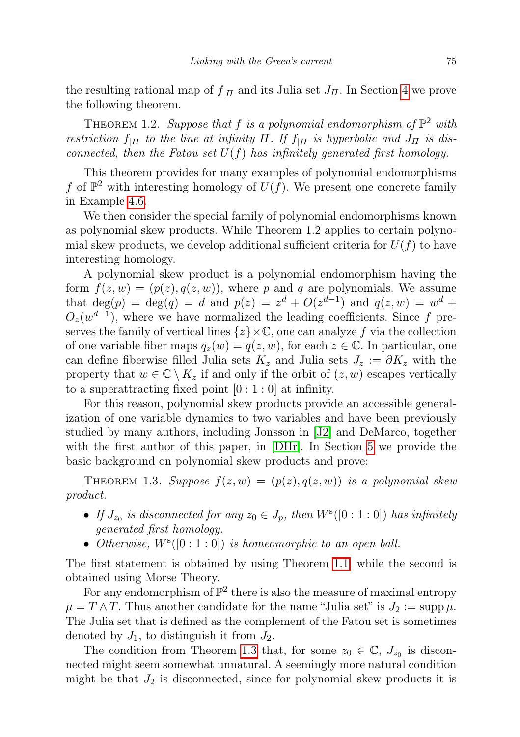the resulting rational map of $f_{|\Pi}$ and its Julia set $J_\Pi$. In Section 4 we prove the following theorem.

THEOREM 1.2. *Suppose that $f$ is a polynomial endomorphism of $\mathbb{P}^2$ with restriction $f_{|\Pi}$ to the line at infinity $\Pi$. If $f_{|\Pi}$ is hyperbolic and $J_\Pi$ is disconnected, then the Fatou set $U(f)$ has infinitely generated first homology.*

This theorem provides for many examples of polynomial endomorphisms $f$ of $\mathbb{P}^2$ with interesting homology of $U(f)$. We present one concrete family in Example 4.6.

We then consider the special family of polynomial endomorphisms known as polynomial skew products. While Theorem 1.2 applies to certain polynomial skew products, we develop additional sufficient criteria for $U(f)$ to have interesting homology.

A polynomial skew product is a polynomial endomorphism having the form $f(z,w) = (p(z), q(z,w))$, where $p$ and $q$ are polynomials. We assume that $\deg(p) = \deg(q) = d$ and $p(z) = z^d + O(z^{d-1})$ and $q(z,w) = w^d + O_z(w^{d-1})$, where we have normalized the leading coefficients. Since $f$ preserves the family of vertical lines $\{z\} \times \mathbb{C}$, one can analyze $f$ via the collection of one variable fiber maps $q_z(w) = q(z,w)$, for each $z \in \mathbb{C}$. In particular, one can define fiberwise filled Julia sets $K_z$ and Julia sets $J_z := \partial K_z$ with the property that $w \in \mathbb{C} \setminus K_z$ if and only if the orbit of $(z,w)$ escapes vertically to a superattracting fixed point $[0:1:0]$ at infinity.

For this reason, polynomial skew products provide an accessible generalization of one variable dynamics to two variables and have been previously studied by many authors, including Jonsson in [J2] and DeMarco, together with the first author of this paper, in [DHr]. In Section 5 we provide the basic background on polynomial skew products and prove:

THEOREM 1.3. *Suppose $f(z,w) = (p(z), q(z,w))$ is a polynomial skew product.*

- *If $J_{z_0}$ is disconnected for any $z_0 \in J_p$, then $W^{\mathrm{s}}([0:1:0])$ has infinitely generated first homology.*
- *Otherwise, $W^{\mathrm{s}}([0:1:0])$ is homeomorphic to an open ball.*

The first statement is obtained by using Theorem 1.1, while the second is obtained using Morse Theory.

For any endomorphism of $\mathbb{P}^2$ there is also the measure of maximal entropy $\mu = T \wedge T$. Thus another candidate for the name "Julia set" is $J_2 := \operatorname{supp} \mu$. The Julia set that is defined as the complement of the Fatou set is sometimes denoted by $J_1$, to distinguish it from $J_2$.

The condition from Theorem 1.3 that, for some $z_0 \in \mathbb{C}$, $J_{z_0}$ is disconnected might seem somewhat unnatural. A seemingly more natural condition might be that $J_2$ is disconnected, since for polynomial skew products it is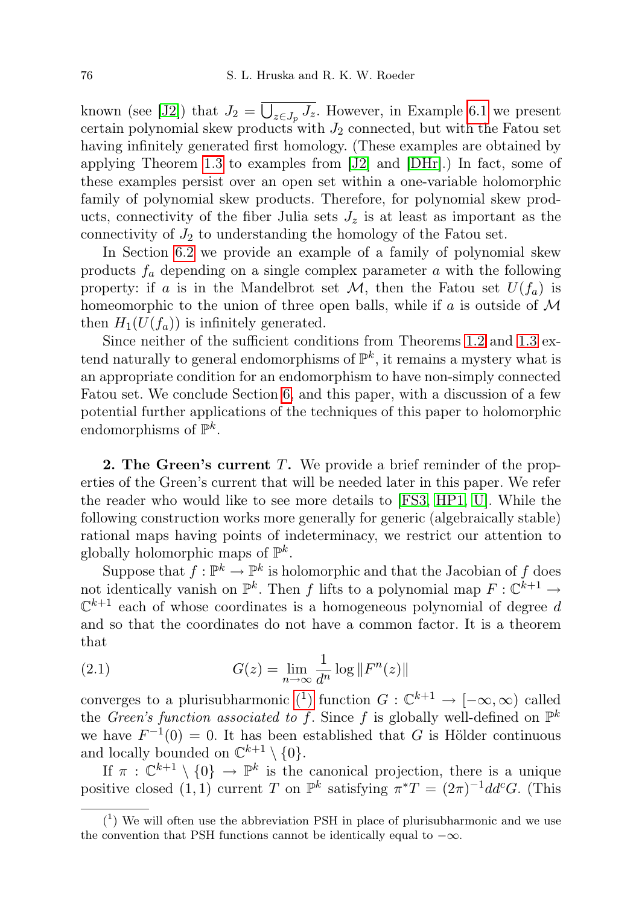known (see [J2]) that $J_2 = \overline{\bigcup_{z \in J_p} J_z}$. However, in Example 6.1 we present certain polynomial skew products with $J_2$ connected, but with the Fatou set having infinitely generated first homology. (These examples are obtained by applying Theorem 1.3 to examples from [J2] and [DHr].) In fact, some of these examples persist over an open set within a one-variable holomorphic family of polynomial skew products. Therefore, for polynomial skew products, connectivity of the fiber Julia sets $J_z$ is at least as important as the connectivity of $J_2$ to understanding the homology of the Fatou set.

In Section 6.2 we provide an example of a family of polynomial skew products $f_a$ depending on a single complex parameter $a$ with the following property: if $a$ is in the Mandelbrot set $\mathcal{M}$, then the Fatou set $U(f_a)$ is homeomorphic to the union of three open balls, while if $a$ is outside of $\mathcal{M}$ then $H_1(U(f_a))$ is infinitely generated.

Since neither of the sufficient conditions from Theorems 1.2 and 1.3 extend naturally to general endomorphisms of $\mathbb{P}^k$, it remains a mystery what is an appropriate condition for an endomorphism to have non-simply connected Fatou set. We conclude Section 6, and this paper, with a discussion of a few potential further applications of the techniques of this paper to holomorphic endomorphisms of $\mathbb{P}^k$.

## 2. The Green's current $T$.

We provide a brief reminder of the properties of the Green's current that will be needed later in this paper. We refer the reader who would like to see more details to [FS3, HP1, U]. While the following construction works more generally for generic (algebraically stable) rational maps having points of indeterminacy, we restrict our attention to globally holomorphic maps of $\mathbb{P}^k$.

Suppose that $f : \mathbb{P}^k \to \mathbb{P}^k$ is holomorphic and that the Jacobian of $f$ does not identically vanish on $\mathbb{P}^k$. Then $f$ lifts to a polynomial map $F : \mathbb{C}^{k+1} \to \mathbb{C}^{k+1}$ each of whose coordinates is a homogeneous polynomial of degree $d$ and so that the coordinates do not have a common factor. It is a theorem that

$$G(z) = \lim_{n\to\infty} \frac{1}{d^n} \log \|F^n(z)\| \tag{2.1}$$

converges to a plurisubharmonic [1] function $G : \mathbb{C}^{k+1} \to [-\infty, \infty)$ called the *Green's function associated to $f$*. Since $f$ is globally well-defined on $\mathbb{P}^k$ we have $F^{-1}(0) = 0$. It has been established that $G$ is Hölder continuous and locally bounded on $\mathbb{C}^{k+1} \setminus \{0\}$.

If $\pi : \mathbb{C}^{k+1} \setminus \{0\} \to \mathbb{P}^k$ is the canonical projection, there is a unique positive closed $(1, 1)$ current $T$ on $\mathbb{P}^k$ satisfying $\pi^* T = (2\pi)^{-1} dd^c G$. (This

[1] We will often use the abbreviation PSH in place of plurisubharmonic and we use the convention that PSH functions cannot be identically equal to $-\infty$.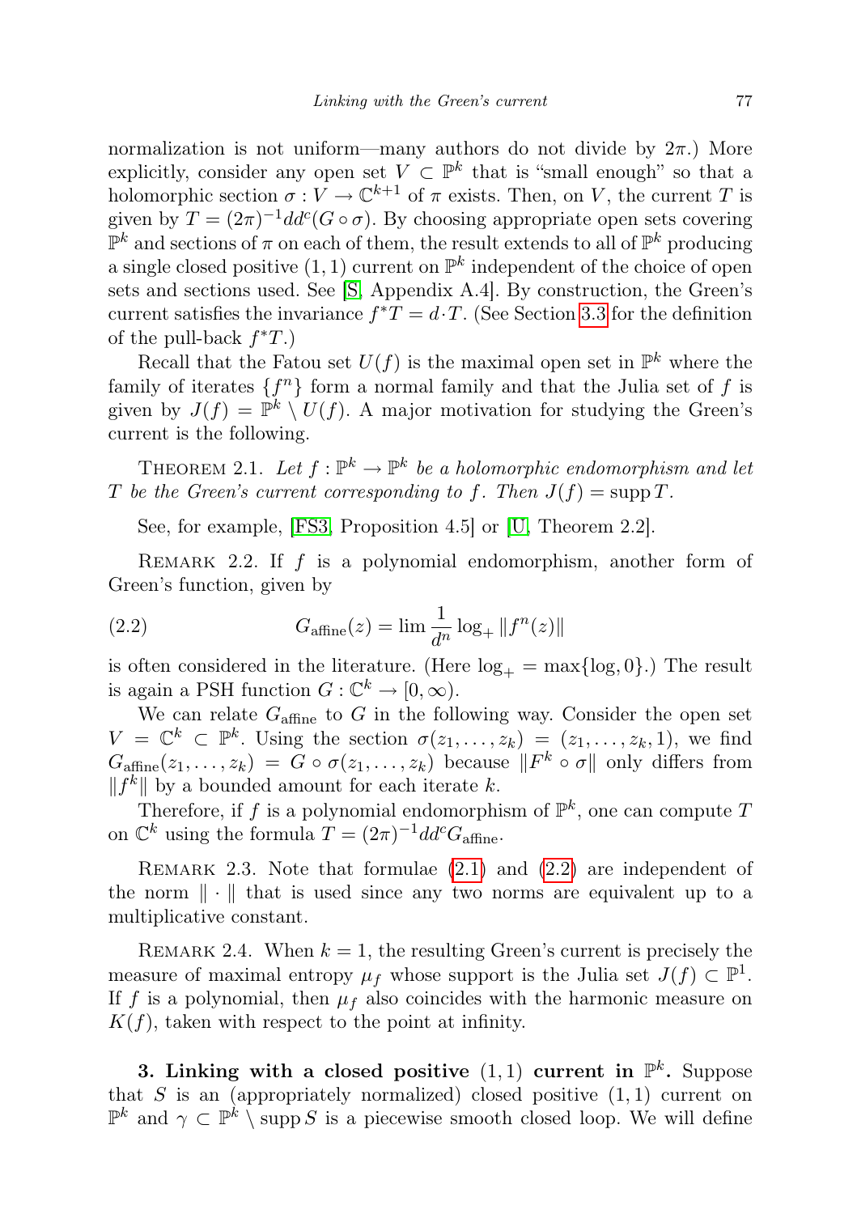normalization is not uniform—many authors do not divide by $2\pi$.) More explicitly, consider any open set $V \subset \mathbb{P}^k$ that is "small enough" so that a holomorphic section $\sigma : V \to \mathbb{C}^{k+1}$ of $\pi$ exists. Then, on $V$, the current $T$ is given by $T = (2\pi)^{-1} dd^c(G \circ \sigma)$. By choosing appropriate open sets covering $\mathbb{P}^k$ and sections of $\pi$ on each of them, the result extends to all of $\mathbb{P}^k$ producing a single closed positive $(1,1)$ current on $\mathbb{P}^k$ independent of the choice of open sets and sections used. See [S, Appendix A.4]. By construction, the Green's current satisfies the invariance $f^*T = d \cdot T$. (See Section 3.3 for the definition of the pull-back $f^*T$.)

Recall that the Fatou set $U(f)$ is the maximal open set in $\mathbb{P}^k$ where the family of iterates $\{f^n\}$ form a normal family and that the Julia set of $f$ is given by $J(f) = \mathbb{P}^k \setminus U(f)$. A major motivation for studying the Green's current is the following.

Theorem 2.1. *Let $f : \mathbb{P}^k \to \mathbb{P}^k$ be a holomorphic endomorphism and let $T$ be the Green's current corresponding to $f$. Then $J(f) = \operatorname{supp} T$.*

See, for example, [FS3, Proposition 4.5] or [U, Theorem 2.2].

Remark 2.2. If $f$ is a polynomial endomorphism, another form of Green's function, given by

$$G_{\text{affine}}(z) = \lim \frac{1}{d^n} \log_+ \|f^n(z)\| \tag{2.2}$$

is often considered in the literature. (Here $\log_+ = \max\{\log, 0\}$.) The result is again a PSH function $G : \mathbb{C}^k \to [0, \infty)$.

We can relate $G_{\text{affine}}$ to $G$ in the following way. Consider the open set $V = \mathbb{C}^k \subset \mathbb{P}^k$. Using the section $\sigma(z_1, \ldots, z_k) = (z_1, \ldots, z_k, 1)$, we find $G_{\text{affine}}(z_1, \ldots, z_k) = G \circ \sigma(z_1, \ldots, z_k)$ because $\|F^k \circ \sigma\|$ only differs from $\|f^k\|$ by a bounded amount for each iterate $k$.

Therefore, if $f$ is a polynomial endomorphism of $\mathbb{P}^k$, one can compute $T$ on $\mathbb{C}^k$ using the formula $T = (2\pi)^{-1} dd^c G_{\text{affine}}$.

Remark 2.3. Note that formulae (2.1) and (2.2) are independent of the norm $\|\cdot\|$ that is used since any two norms are equivalent up to a multiplicative constant.

Remark 2.4. When $k = 1$, the resulting Green's current is precisely the measure of maximal entropy $\mu_f$ whose support is the Julia set $J(f) \subset \mathbb{P}^1$. If $f$ is a polynomial, then $\mu_f$ also coincides with the harmonic measure on $K(f)$, taken with respect to the point at infinity.

**3. Linking with a closed positive $(1,1)$ current in $\mathbb{P}^k$.** Suppose that $S$ is an (appropriately normalized) closed positive $(1,1)$ current on $\mathbb{P}^k$ and $\gamma \subset \mathbb{P}^k \setminus \operatorname{supp} S$ is a piecewise smooth closed loop. We will define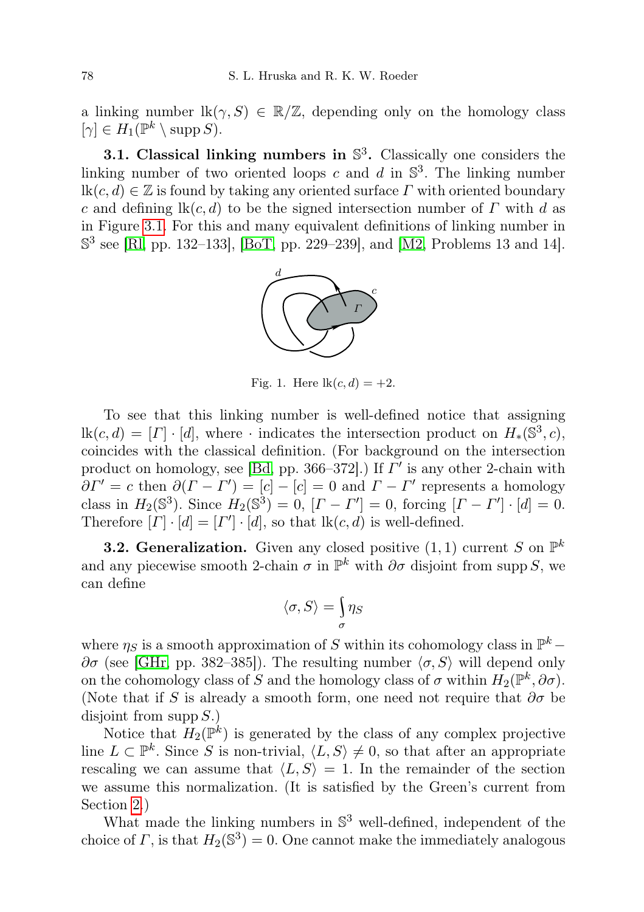a linking number $\mathrm{lk}(\gamma, S) \in \mathbb{R}/\mathbb{Z}$, depending only on the homology class $[\gamma] \in H_1(\mathbb{P}^k \setminus \mathrm{supp}\, S)$.

**3.1. Classical linking numbers in $\mathbb{S}^3$.** Classically one considers the linking number of two oriented loops $c$ and $d$ in $\mathbb{S}^3$. The linking number $\mathrm{lk}(c, d) \in \mathbb{Z}$ is found by taking any oriented surface $\Gamma$ with oriented boundary $c$ and defining $\mathrm{lk}(c, d)$ to be the signed intersection number of $\Gamma$ with $d$ as in Figure 3.1. For this and many equivalent definitions of linking number in $\mathbb{S}^3$ see [Rl, pp. 132–133], [BoT, pp. 229–239], and [M2, Problems 13 and 14].

Fig. 1. Here $\mathrm{lk}(c, d) = +2$.

To see that this linking number is well-defined notice that assigning $\mathrm{lk}(c, d) = [\Gamma] \cdot [d]$, where $\cdot$ indicates the intersection product on $H_*(\mathbb{S}^3, c)$, coincides with the classical definition. (For background on the intersection product on homology, see [Bd, pp. 366–372].) If $\Gamma'$ is any other 2-chain with $\partial \Gamma' = c$ then $\partial(\Gamma - \Gamma') = [c] - [c] = 0$ and $\Gamma - \Gamma'$ represents a homology class in $H_2(\mathbb{S}^3)$. Since $H_2(\mathbb{S}^3) = 0$, $[\Gamma - \Gamma'] = 0$, forcing $[\Gamma - \Gamma'] \cdot [d] = 0$. Therefore $[\Gamma] \cdot [d] = [\Gamma'] \cdot [d]$, so that $\mathrm{lk}(c, d)$ is well-defined.

**3.2. Generalization.** Given any closed positive $(1, 1)$ current $S$ on $\mathbb{P}^k$ and any piecewise smooth 2-chain $\sigma$ in $\mathbb{P}^k$ with $\partial\sigma$ disjoint from $\mathrm{supp}\, S$, we can define

$$\langle \sigma, S \rangle = \int_\sigma \eta_S$$

where $\eta_S$ is a smooth approximation of $S$ within its cohomology class in $\mathbb{P}^k - \partial\sigma$ (see [GHr, pp. 382–385]). The resulting number $\langle \sigma, S \rangle$ will depend only on the cohomology class of $S$ and the homology class of $\sigma$ within $H_2(\mathbb{P}^k, \partial\sigma)$. (Note that if $S$ is already a smooth form, one need not require that $\partial\sigma$ be disjoint from $\mathrm{supp}\, S$.)

Notice that $H_2(\mathbb{P}^k)$ is generated by the class of any complex projective line $L \subset \mathbb{P}^k$. Since $S$ is non-trivial, $\langle L, S \rangle \neq 0$, so that after an appropriate rescaling we can assume that $\langle L, S \rangle = 1$. In the remainder of the section we assume this normalization. (It is satisfied by the Green's current from Section 2.)

What made the linking numbers in $\mathbb{S}^3$ well-defined, independent of the choice of $\Gamma$, is that $H_2(\mathbb{S}^3) = 0$. One cannot make the immediately analogous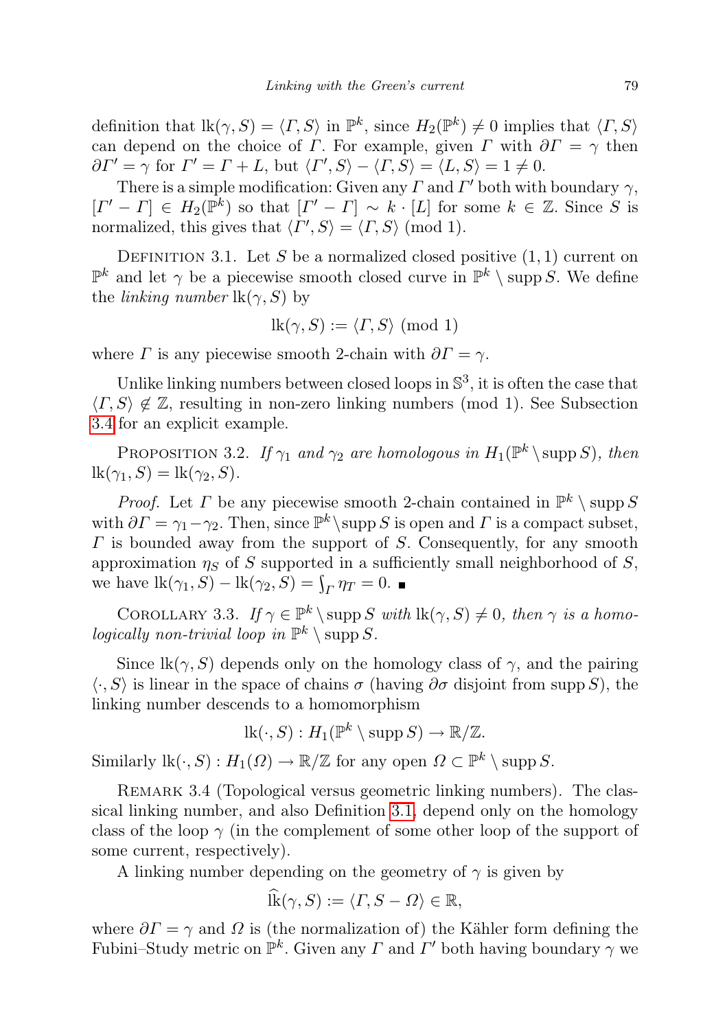definition that $\mathrm{lk}(\gamma, S) = \langle \Gamma, S\rangle$ in $\mathbb{P}^k$, since $H_2(\mathbb{P}^k) \neq 0$ implies that $\langle \Gamma, S\rangle$ can depend on the choice of $\Gamma$. For example, given $\Gamma$ with $\partial\Gamma = \gamma$ then $\partial\Gamma' = \gamma$ for $\Gamma' = \Gamma + L$, but $\langle \Gamma', S\rangle - \langle \Gamma, S\rangle = \langle L, S\rangle = 1 \neq 0$.

There is a simple modification: Given any $\Gamma$ and $\Gamma'$ both with boundary $\gamma$, $[\Gamma' - \Gamma] \in H_2(\mathbb{P}^k)$ so that $[\Gamma' - \Gamma] \sim k \cdot [L]$ for some $k \in \mathbb{Z}$. Since $S$ is normalized, this gives that $\langle \Gamma', S\rangle = \langle \Gamma, S\rangle \pmod 1$.

Definition 3.1. Let $S$ be a normalized closed positive $(1,1)$ current on $\mathbb{P}^k$ and let $\gamma$ be a piecewise smooth closed curve in $\mathbb{P}^k \setminus \operatorname{supp} S$. We define the *linking number* $\mathrm{lk}(\gamma, S)$ by

$$\mathrm{lk}(\gamma, S) := \langle \Gamma, S\rangle \pmod 1$$

where $\Gamma$ is any piecewise smooth 2-chain with $\partial\Gamma = \gamma$.

Unlike linking numbers between closed loops in $\mathbb{S}^3$, it is often the case that $\langle \Gamma, S\rangle \notin \mathbb{Z}$, resulting in non-zero linking numbers (mod 1). See Subsection 3.4 for an explicit example.

Proposition 3.2. *If $\gamma_1$ and $\gamma_2$ are homologous in $H_1(\mathbb{P}^k \setminus \operatorname{supp} S)$, then* $\mathrm{lk}(\gamma_1, S) = \mathrm{lk}(\gamma_2, S)$.

*Proof.* Let $\Gamma$ be any piecewise smooth 2-chain contained in $\mathbb{P}^k \setminus \operatorname{supp} S$ with $\partial\Gamma = \gamma_1 - \gamma_2$. Then, since $\mathbb{P}^k \setminus \operatorname{supp} S$ is open and $\Gamma$ is a compact subset, $\Gamma$ is bounded away from the support of $S$. Consequently, for any smooth approximation $\eta_S$ of $S$ supported in a sufficiently small neighborhood of $S$, we have $\mathrm{lk}(\gamma_1, S) - \mathrm{lk}(\gamma_2, S) = \int_\Gamma \eta_T = 0$. ∎

Corollary 3.3. *If $\gamma \in \mathbb{P}^k \setminus \operatorname{supp} S$ with $\mathrm{lk}(\gamma, S) \neq 0$, then $\gamma$ is a homologically non-trivial loop in $\mathbb{P}^k \setminus \operatorname{supp} S$.*

Since $\mathrm{lk}(\gamma, S)$ depends only on the homology class of $\gamma$, and the pairing $\langle \cdot, S\rangle$ is linear in the space of chains $\sigma$ (having $\partial\sigma$ disjoint from $\operatorname{supp} S$), the linking number descends to a homomorphism

$$\mathrm{lk}(\cdot, S) : H_1(\mathbb{P}^k \setminus \operatorname{supp} S) \to \mathbb{R}/\mathbb{Z}.$$

Similarly $\mathrm{lk}(\cdot, S) : H_1(\Omega) \to \mathbb{R}/\mathbb{Z}$ for any open $\Omega \subset \mathbb{P}^k \setminus \operatorname{supp} S$.

Remark 3.4 (Topological versus geometric linking numbers). The classical linking number, and also Definition 3.1, depend only on the homology class of the loop $\gamma$ (in the complement of some other loop of the support of some current, respectively).

A linking number depending on the geometry of $\gamma$ is given by

$$\widehat{\mathrm{lk}}(\gamma, S) := \langle \Gamma, S - \Omega\rangle \in \mathbb{R},$$

where $\partial\Gamma = \gamma$ and $\Omega$ is (the normalization of) the Kähler form defining the Fubini–Study metric on $\mathbb{P}^k$. Given any $\Gamma$ and $\Gamma'$ both having boundary $\gamma$ we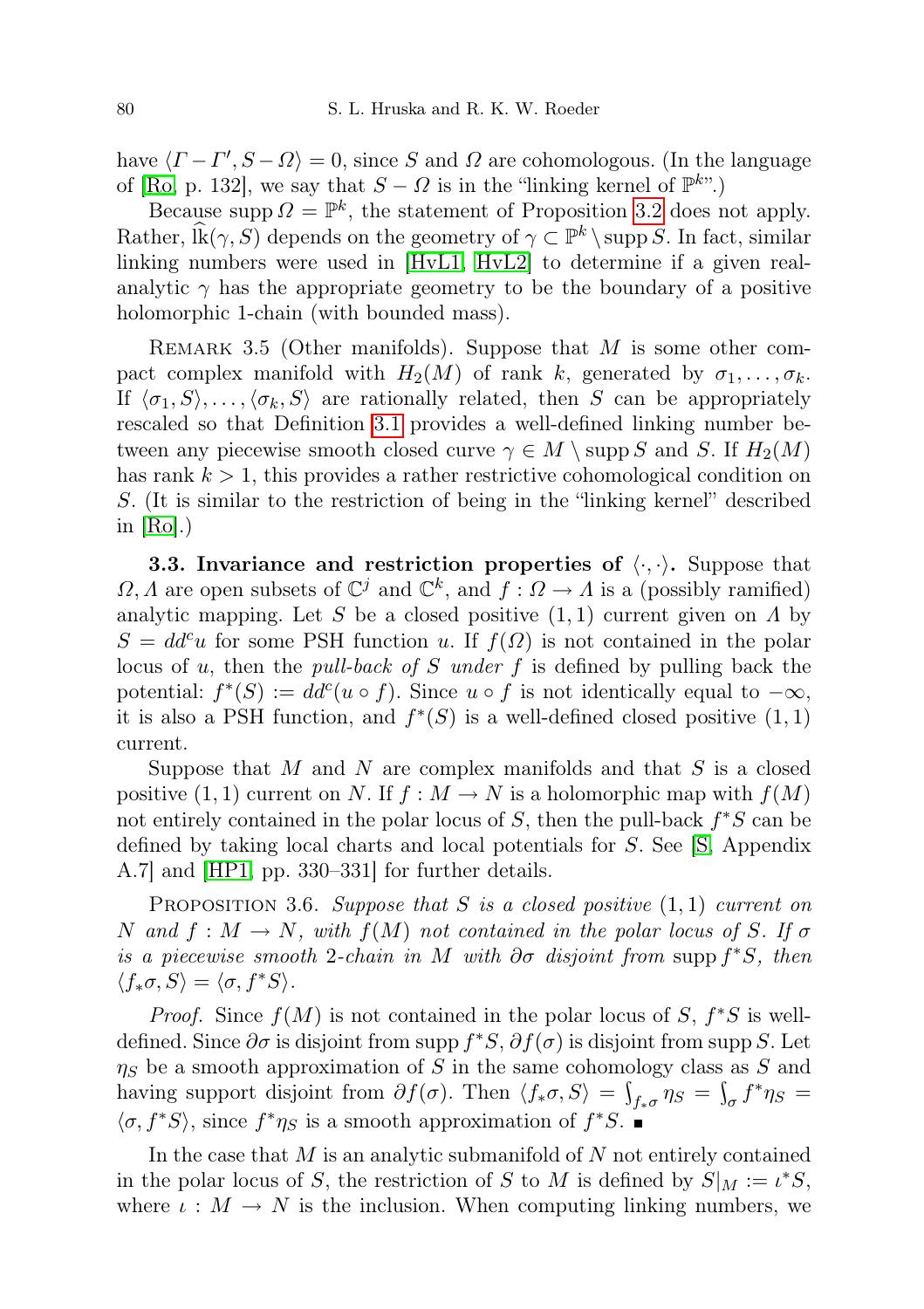have $\langle \Gamma - \Gamma', S - \Omega \rangle = 0$, since $S$ and $\Omega$ are cohomologous. (In the language of [Ro, p. 132], we say that $S - \Omega$ is in the "linking kernel of $\mathbb{P}^k$".)

Because $\operatorname{supp} \Omega = \mathbb{P}^k$, the statement of Proposition 3.2 does not apply. Rather, $\widehat{\operatorname{lk}}(\gamma, S)$ depends on the geometry of $\gamma \subset \mathbb{P}^k \setminus \operatorname{supp} S$. In fact, similar linking numbers were used in [HvL1, HvL2] to determine if a given real-analytic $\gamma$ has the appropriate geometry to be the boundary of a positive holomorphic 1-chain (with bounded mass).

Remark 3.5 (Other manifolds). Suppose that $M$ is some other compact complex manifold with $H_2(M)$ of rank $k$, generated by $\sigma_1, \ldots, \sigma_k$. If $\langle \sigma_1, S \rangle, \ldots, \langle \sigma_k, S \rangle$ are rationally related, then $S$ can be appropriately rescaled so that Definition 3.1 provides a well-defined linking number between any piecewise smooth closed curve $\gamma \in M \setminus \operatorname{supp} S$ and $S$. If $H_2(M)$ has rank $k > 1$, this provides a rather restrictive cohomological condition on $S$. (It is similar to the restriction of being in the "linking kernel" described in [Ro].)

**3.3. Invariance and restriction properties of $\langle \cdot, \cdot \rangle$.** Suppose that $\Omega, \Lambda$ are open subsets of $\mathbb{C}^j$ and $\mathbb{C}^k$, and $f : \Omega \to \Lambda$ is a (possibly ramified) analytic mapping. Let $S$ be a closed positive $(1,1)$ current given on $\Lambda$ by $S = dd^c u$ for some PSH function $u$. If $f(\Omega)$ is not contained in the polar locus of $u$, then the *pull-back of $S$ under $f$* is defined by pulling back the potential: $f^*(S) := dd^c(u \circ f)$. Since $u \circ f$ is not identically equal to $-\infty$, it is also a PSH function, and $f^*(S)$ is a well-defined closed positive $(1,1)$ current.

Suppose that $M$ and $N$ are complex manifolds and that $S$ is a closed positive $(1,1)$ current on $N$. If $f : M \to N$ is a holomorphic map with $f(M)$ not entirely contained in the polar locus of $S$, then the pull-back $f^*S$ can be defined by taking local charts and local potentials for $S$. See [S, Appendix A.7] and [HP1, pp. 330–331] for further details.

Proposition 3.6. *Suppose that $S$ is a closed positive $(1,1)$ current on $N$ and $f : M \to N$, with $f(M)$ not contained in the polar locus of $S$. If $\sigma$ is a piecewise smooth 2-chain in $M$ with $\partial\sigma$ disjoint from $\operatorname{supp} f^*S$, then $\langle f_*\sigma, S \rangle = \langle \sigma, f^*S \rangle$.*

*Proof.* Since $f(M)$ is not contained in the polar locus of $S$, $f^*S$ is well-defined. Since $\partial\sigma$ is disjoint from $\operatorname{supp} f^*S$, $\partial f(\sigma)$ is disjoint from $\operatorname{supp} S$. Let $\eta_S$ be a smooth approximation of $S$ in the same cohomology class as $S$ and having support disjoint from $\partial f(\sigma)$. Then $\langle f_*\sigma, S \rangle = \int_{f_*\sigma} \eta_S = \int_\sigma f^*\eta_S = \langle \sigma, f^*S \rangle$, since $f^*\eta_S$ is a smooth approximation of $f^*S$. ∎

In the case that $M$ is an analytic submanifold of $N$ not entirely contained in the polar locus of $S$, the restriction of $S$ to $M$ is defined by $S|_M := \iota^*S$, where $\iota : M \to N$ is the inclusion. When computing linking numbers, we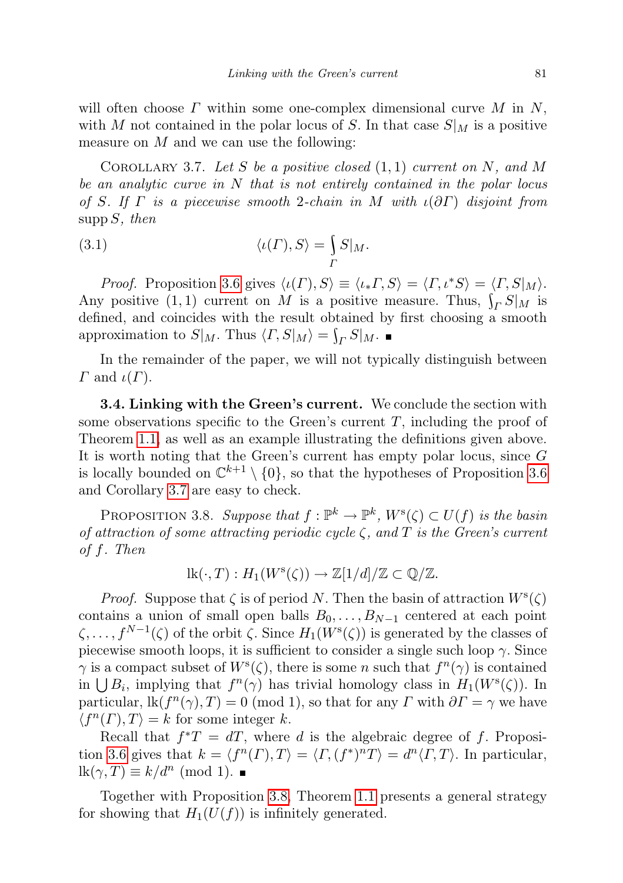will often choose $\Gamma$ within some one-complex dimensional curve $M$ in $N$, with $M$ not contained in the polar locus of $S$. In that case $S|_M$ is a positive measure on $M$ and we can use the following:

COROLLARY 3.7. *Let $S$ be a positive closed $(1,1)$ current on $N$, and $M$ be an analytic curve in $N$ that is not entirely contained in the polar locus of $S$. If $\Gamma$ is a piecewise smooth 2-chain in $M$ with $\iota(\partial\Gamma)$ disjoint from $\operatorname{supp} S$, then*

$$\langle \iota(\Gamma), S\rangle = \int_\Gamma S|_M. \tag{3.1}$$

*Proof.* Proposition 3.6 gives $\langle \iota(\Gamma), S\rangle \equiv \langle \iota_*\Gamma, S\rangle = \langle \Gamma, \iota^* S\rangle = \langle \Gamma, S|_M\rangle$. Any positive $(1,1)$ current on $M$ is a positive measure. Thus, $\int_\Gamma S|_M$ is defined, and coincides with the result obtained by first choosing a smooth approximation to $S|_M$. Thus $\langle \Gamma, S|_M\rangle = \int_\Gamma S|_M$. ∎

In the remainder of the paper, we will not typically distinguish between $\Gamma$ and $\iota(\Gamma)$.

**3.4. Linking with the Green's current.** We conclude the section with some observations specific to the Green's current $T$, including the proof of Theorem 1.1, as well as an example illustrating the definitions given above. It is worth noting that the Green's current has empty polar locus, since $G$ is locally bounded on $\mathbb{C}^{k+1}\setminus\{0\}$, so that the hypotheses of Proposition 3.6 and Corollary 3.7 are easy to check.

PROPOSITION 3.8. *Suppose that $f:\mathbb{P}^k\to\mathbb{P}^k$, $W^{\mathrm{s}}(\zeta)\subset U(f)$ is the basin of attraction of some attracting periodic cycle $\zeta$, and $T$ is the Green's current of $f$. Then*

$$\operatorname{lk}(\cdot, T) : H_1(W^{\mathrm{s}}(\zeta)) \to \mathbb{Z}[1/d]/\mathbb{Z} \subset \mathbb{Q}/\mathbb{Z}.$$

*Proof.* Suppose that $\zeta$ is of period $N$. Then the basin of attraction $W^{\mathrm{s}}(\zeta)$ contains a union of small open balls $B_0,\dots,B_{N-1}$ centered at each point $\zeta,\dots,f^{N-1}(\zeta)$ of the orbit $\zeta$. Since $H_1(W^{\mathrm{s}}(\zeta))$ is generated by the classes of piecewise smooth loops, it is sufficient to consider a single such loop $\gamma$. Since $\gamma$ is a compact subset of $W^{\mathrm{s}}(\zeta)$, there is some $n$ such that $f^n(\gamma)$ is contained in $\bigcup B_i$, implying that $f^n(\gamma)$ has trivial homology class in $H_1(W^{\mathrm{s}}(\zeta))$. In particular, $\operatorname{lk}(f^n(\gamma), T) = 0 \pmod 1$, so that for any $\Gamma$ with $\partial\Gamma=\gamma$ we have $\langle f^n(\Gamma), T\rangle = k$ for some integer $k$.

Recall that $f^*T = dT$, where $d$ is the algebraic degree of $f$. Proposition 3.6 gives that $k = \langle f^n(\Gamma), T\rangle = \langle \Gamma, (f^*)^n T\rangle = d^n\langle \Gamma, T\rangle$. In particular, $\operatorname{lk}(\gamma, T) \equiv k/d^n \pmod 1$. ∎

Together with Proposition 3.8, Theorem 1.1 presents a general strategy for showing that $H_1(U(f))$ is infinitely generated.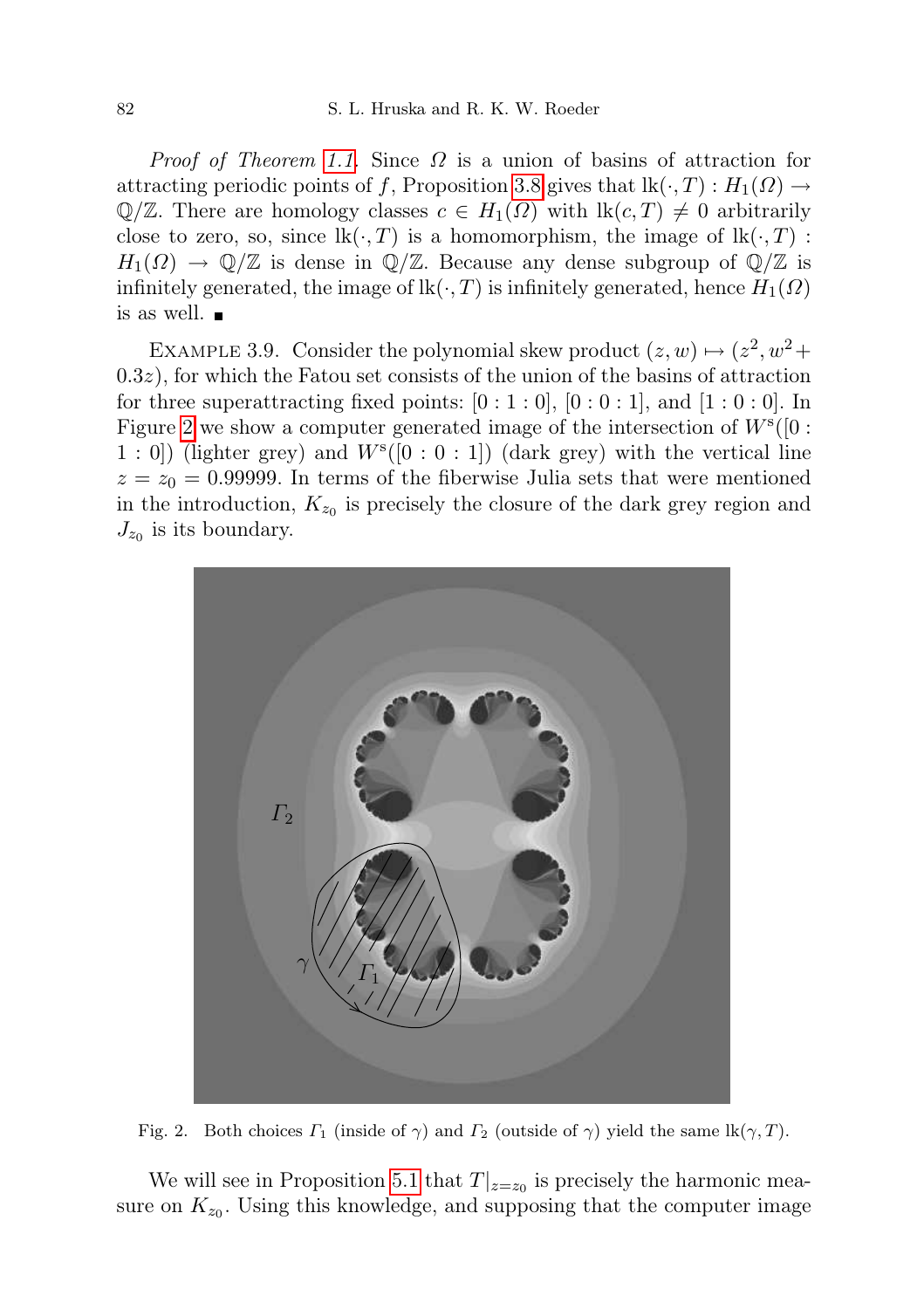*Proof of Theorem 1.1.* Since $\Omega$ is a union of basins of attraction for attracting periodic points of $f$, Proposition 3.8 gives that $\mathrm{lk}(\cdot, T) : H_1(\Omega) \to \mathbb{Q}/\mathbb{Z}$. There are homology classes $c \in H_1(\Omega)$ with $\mathrm{lk}(c, T) \neq 0$ arbitrarily close to zero, so, since $\mathrm{lk}(\cdot, T)$ is a homomorphism, the image of $\mathrm{lk}(\cdot, T) : H_1(\Omega) \to \mathbb{Q}/\mathbb{Z}$ is dense in $\mathbb{Q}/\mathbb{Z}$. Because any dense subgroup of $\mathbb{Q}/\mathbb{Z}$ is infinitely generated, the image of $\mathrm{lk}(\cdot, T)$ is infinitely generated, hence $H_1(\Omega)$ is as well. ■

EXAMPLE 3.9. Consider the polynomial skew product $(z, w) \mapsto (z^2, w^2 + 0.3z)$, for which the Fatou set consists of the union of the basins of attraction for three superattracting fixed points: $[0 : 1 : 0]$, $[0 : 0 : 1]$, and $[1 : 0 : 0]$. In Figure 2 we show a computer generated image of the intersection of $W^s([0 : 1 : 0])$ (lighter grey) and $W^s([0 : 0 : 1])$ (dark grey) with the vertical line $z = z_0 = 0.99999$. In terms of the fiberwise Julia sets that were mentioned in the introduction, $K_{z_0}$ is precisely the closure of the dark grey region and $J_{z_0}$ is its boundary.

Fig. 2. Both choices $\Gamma_1$ (inside of $\gamma$) and $\Gamma_2$ (outside of $\gamma$) yield the same $\mathrm{lk}(\gamma, T)$.

We will see in Proposition 5.1 that $T|_{z=z_0}$ is precisely the harmonic measure on $K_{z_0}$. Using this knowledge, and supposing that the computer image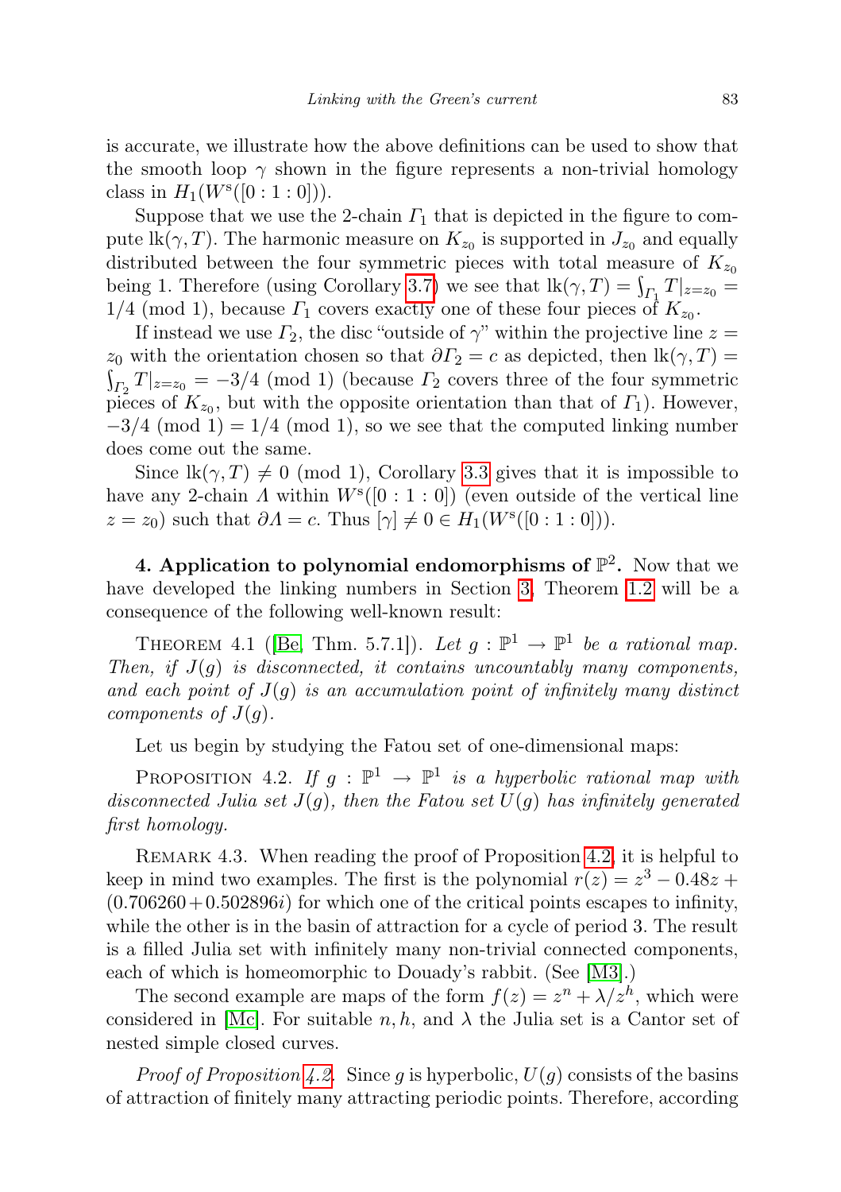is accurate, we illustrate how the above definitions can be used to show that the smooth loop $\gamma$ shown in the figure represents a non-trivial homology class in $H_1(W^s([0:1:0]))$.

Suppose that we use the 2-chain $\Gamma_1$ that is depicted in the figure to compute $\mathrm{lk}(\gamma, T)$. The harmonic measure on $K_{z_0}$ is supported in $J_{z_0}$ and equally distributed between the four symmetric pieces with total measure of $K_{z_0}$ being 1. Therefore (using Corollary 3.7) we see that $\mathrm{lk}(\gamma, T) = \int_{\Gamma_1} T|_{z=z_0} = 1/4 \pmod 1$, because $\Gamma_1$ covers exactly one of these four pieces of $K_{z_0}$.

If instead we use $\Gamma_2$, the disc "outside of $\gamma$" within the projective line $z = z_0$ with the orientation chosen so that $\partial \Gamma_2 = c$ as depicted, then $\mathrm{lk}(\gamma, T) = \int_{\Gamma_2} T|_{z=z_0} = -3/4 \pmod 1$ (because $\Gamma_2$ covers three of the four symmetric pieces of $K_{z_0}$, but with the opposite orientation than that of $\Gamma_1$). However, $-3/4 \pmod 1 = 1/4 \pmod 1$, so we see that the computed linking number does come out the same.

Since $\mathrm{lk}(\gamma, T) \neq 0 \pmod 1$, Corollary 3.3 gives that it is impossible to have any 2-chain $\Lambda$ within $W^s([0:1:0])$ (even outside of the vertical line $z = z_0$) such that $\partial \Lambda = c$. Thus $[\gamma] \neq 0 \in H_1(W^s([0:1:0]))$.

**4. Application to polynomial endomorphisms of $\mathbb{P}^2$.** Now that we have developed the linking numbers in Section 3, Theorem 1.2 will be a consequence of the following well-known result:

Theorem 4.1 ([Be, Thm. 5.7.1]). *Let $g : \mathbb{P}^1 \to \mathbb{P}^1$ be a rational map. Then, if $J(g)$ is disconnected, it contains uncountably many components, and each point of $J(g)$ is an accumulation point of infinitely many distinct components of $J(g)$.*

Let us begin by studying the Fatou set of one-dimensional maps:

Proposition 4.2. *If $g : \mathbb{P}^1 \to \mathbb{P}^1$ is a hyperbolic rational map with disconnected Julia set $J(g)$, then the Fatou set $U(g)$ has infinitely generated first homology.*

Remark 4.3. When reading the proof of Proposition 4.2, it is helpful to keep in mind two examples. The first is the polynomial $r(z) = z^3 - 0.48z + (0.706260 + 0.502896i)$ for which one of the critical points escapes to infinity, while the other is in the basin of attraction for a cycle of period 3. The result is a filled Julia set with infinitely many non-trivial connected components, each of which is homeomorphic to Douady's rabbit. (See [M3].)

The second example are maps of the form $f(z) = z^n + \lambda/z^h$, which were considered in [Mc]. For suitable $n, h$, and $\lambda$ the Julia set is a Cantor set of nested simple closed curves.

*Proof of Proposition 4.2.* Since $g$ is hyperbolic, $U(g)$ consists of the basins of attraction of finitely many attracting periodic points. Therefore, according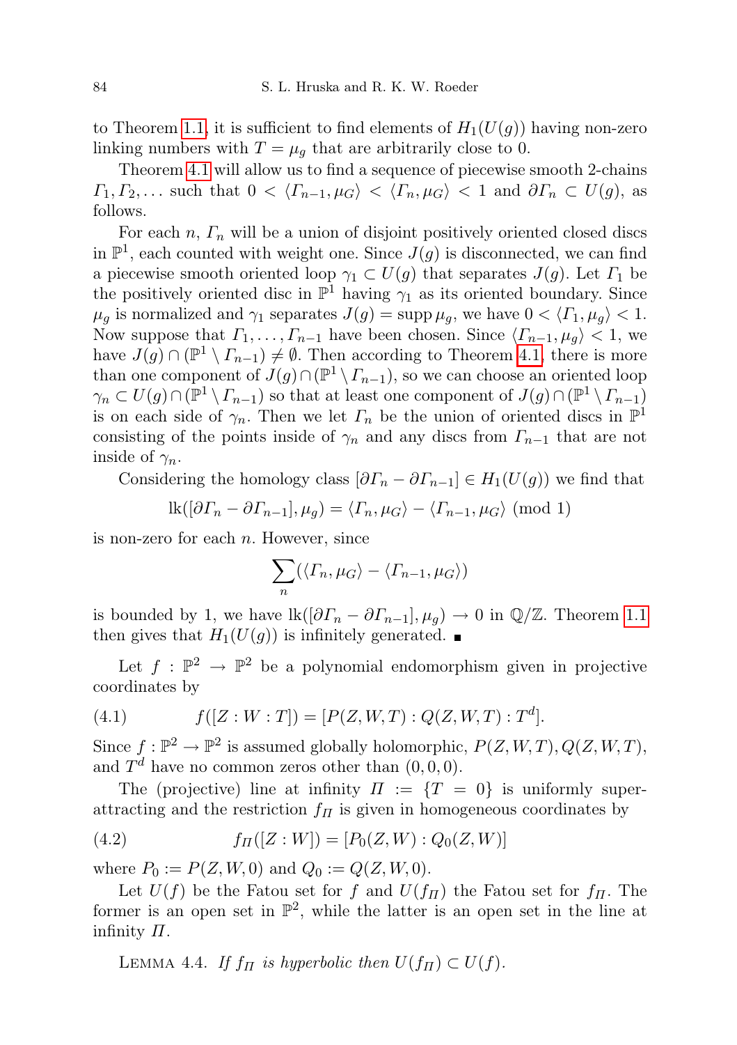to Theorem 1.1, it is sufficient to find elements of $H_1(U(g))$ having non-zero linking numbers with $T = \mu_g$ that are arbitrarily close to 0.

Theorem 4.1 will allow us to find a sequence of piecewise smooth 2-chains $\Gamma_1, \Gamma_2, \ldots$ such that $0 < \langle \Gamma_{n-1}, \mu_G \rangle < \langle \Gamma_n, \mu_G \rangle < 1$ and $\partial \Gamma_n \subset U(g)$, as follows.

For each $n$, $\Gamma_n$ will be a union of disjoint positively oriented closed discs in $\mathbb{P}^1$, each counted with weight one. Since $J(g)$ is disconnected, we can find a piecewise smooth oriented loop $\gamma_1 \subset U(g)$ that separates $J(g)$. Let $\Gamma_1$ be the positively oriented disc in $\mathbb{P}^1$ having $\gamma_1$ as its oriented boundary. Since $\mu_g$ is normalized and $\gamma_1$ separates $J(g) = \operatorname{supp} \mu_g$, we have $0 < \langle \Gamma_1, \mu_g \rangle < 1$. Now suppose that $\Gamma_1, \ldots, \Gamma_{n-1}$ have been chosen. Since $\langle \Gamma_{n-1}, \mu_g \rangle < 1$, we have $J(g) \cap (\mathbb{P}^1 \setminus \Gamma_{n-1}) \neq \emptyset$. Then according to Theorem 4.1, there is more than one component of $J(g) \cap (\mathbb{P}^1 \setminus \Gamma_{n-1})$, so we can choose an oriented loop $\gamma_n \subset U(g) \cap (\mathbb{P}^1 \setminus \Gamma_{n-1})$ so that at least one component of $J(g) \cap (\mathbb{P}^1 \setminus \Gamma_{n-1})$ is on each side of $\gamma_n$. Then we let $\Gamma_n$ be the union of oriented discs in $\mathbb{P}^1$ consisting of the points inside of $\gamma_n$ and any discs from $\Gamma_{n-1}$ that are not inside of $\gamma_n$.

Considering the homology class $[\partial \Gamma_n - \partial \Gamma_{n-1}] \in H_1(U(g))$ we find that

$$\operatorname{lk}([\partial \Gamma_n - \partial \Gamma_{n-1}], \mu_g) = \langle \Gamma_n, \mu_G \rangle - \langle \Gamma_{n-1}, \mu_G \rangle \pmod 1$$

is non-zero for each $n$. However, since

$$\sum_n (\langle \Gamma_n, \mu_G \rangle - \langle \Gamma_{n-1}, \mu_G \rangle)$$

is bounded by 1, we have $\operatorname{lk}([\partial \Gamma_n - \partial \Gamma_{n-1}], \mu_g) \to 0$ in $\mathbb{Q}/\mathbb{Z}$. Theorem 1.1 then gives that $H_1(U(g))$ is infinitely generated. ∎

Let $f : \mathbb{P}^2 \to \mathbb{P}^2$ be a polynomial endomorphism given in projective coordinates by

$$f([Z : W : T]) = [P(Z, W, T) : Q(Z, W, T) : T^d]. \tag{4.1}$$

Since $f : \mathbb{P}^2 \to \mathbb{P}^2$ is assumed globally holomorphic, $P(Z, W, T), Q(Z, W, T)$, and $T^d$ have no common zeros other than $(0, 0, 0)$.

The (projective) line at infinity $\Pi := \{T = 0\}$ is uniformly superattracting and the restriction $f_\Pi$ is given in homogeneous coordinates by

$$f_\Pi([Z : W]) = [P_0(Z, W) : Q_0(Z, W)] \tag{4.2}$$

where $P_0 := P(Z, W, 0)$ and $Q_0 := Q(Z, W, 0)$.

Let $U(f)$ be the Fatou set for $f$ and $U(f_\Pi)$ the Fatou set for $f_\Pi$. The former is an open set in $\mathbb{P}^2$, while the latter is an open set in the line at infinity $\Pi$.

LEMMA 4.4. *If $f_\Pi$ is hyperbolic then $U(f_\Pi) \subset U(f)$.*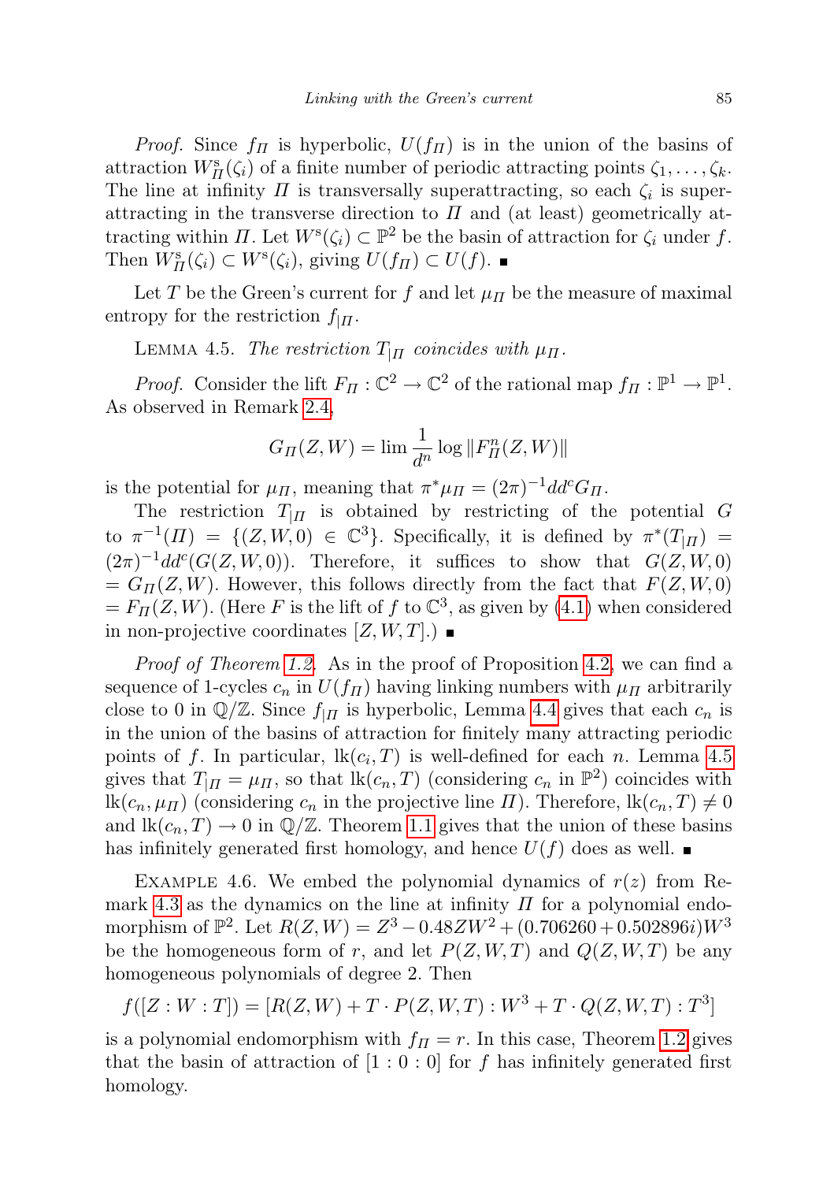*Proof.* Since $f_\Pi$ is hyperbolic, $U(f_\Pi)$ is in the union of the basins of attraction $W^{\mathrm{s}}_\Pi(\zeta_i)$ of a finite number of periodic attracting points $\zeta_1, \ldots, \zeta_k$. The line at infinity $\Pi$ is transversally superattracting, so each $\zeta_i$ is superattracting in the transverse direction to $\Pi$ and (at least) geometrically attracting within $\Pi$. Let $W^{\mathrm{s}}(\zeta_i) \subset \mathbb{P}^2$ be the basin of attraction for $\zeta_i$ under $f$. Then $W^{\mathrm{s}}_\Pi(\zeta_i) \subset W^{\mathrm{s}}(\zeta_i)$, giving $U(f_\Pi) \subset U(f)$. ∎

Let $T$ be the Green's current for $f$ and let $\mu_\Pi$ be the measure of maximal entropy for the restriction $f_{|\Pi}$.

Lemma 4.5. *The restriction $T_{|\Pi}$ coincides with $\mu_\Pi$.*

*Proof.* Consider the lift $F_\Pi : \mathbb{C}^2 \to \mathbb{C}^2$ of the rational map $f_\Pi : \mathbb{P}^1 \to \mathbb{P}^1$. As observed in Remark 2.4,

$$G_\Pi(Z, W) = \lim \frac{1}{d^n} \log \|F^n_\Pi(Z, W)\|$$

is the potential for $\mu_\Pi$, meaning that $\pi^*\mu_\Pi = (2\pi)^{-1} dd^c G_\Pi$.

The restriction $T_{|\Pi}$ is obtained by restricting of the potential $G$ to $\pi^{-1}(\Pi) = \{(Z, W, 0) \in \mathbb{C}^3\}$. Specifically, it is defined by $\pi^*(T_{|\Pi}) = (2\pi)^{-1} dd^c(G(Z, W, 0))$. Therefore, it suffices to show that $G(Z, W, 0) = G_\Pi(Z, W)$. However, this follows directly from the fact that $F(Z, W, 0) = F_\Pi(Z, W)$. (Here $F$ is the lift of $f$ to $\mathbb{C}^3$, as given by (4.1) when considered in non-projective coordinates $[Z, W, T]$.) ∎

*Proof of Theorem 1.2.* As in the proof of Proposition 4.2, we can find a sequence of 1-cycles $c_n$ in $U(f_\Pi)$ having linking numbers with $\mu_\Pi$ arbitrarily close to 0 in $\mathbb{Q}/\mathbb{Z}$. Since $f_{|\Pi}$ is hyperbolic, Lemma 4.4 gives that each $c_n$ is in the union of the basins of attraction for finitely many attracting periodic points of $f$. In particular, $\mathrm{lk}(c_i, T)$ is well-defined for each $n$. Lemma 4.5 gives that $T_{|\Pi} = \mu_\Pi$, so that $\mathrm{lk}(c_n, T)$ (considering $c_n$ in $\mathbb{P}^2$) coincides with $\mathrm{lk}(c_n, \mu_\Pi)$ (considering $c_n$ in the projective line $\Pi$). Therefore, $\mathrm{lk}(c_n, T) \neq 0$ and $\mathrm{lk}(c_n, T) \to 0$ in $\mathbb{Q}/\mathbb{Z}$. Theorem 1.1 gives that the union of these basins has infinitely generated first homology, and hence $U(f)$ does as well. ∎

Example 4.6. We embed the polynomial dynamics of $r(z)$ from Remark 4.3 as the dynamics on the line at infinity $\Pi$ for a polynomial endomorphism of $\mathbb{P}^2$. Let $R(Z, W) = Z^3 - 0.48ZW^2 + (0.706260 + 0.502896i)W^3$ be the homogeneous form of $r$, and let $P(Z, W, T)$ and $Q(Z, W, T)$ be any homogeneous polynomials of degree 2. Then

$$f([Z : W : T]) = [R(Z, W) + T \cdot P(Z, W, T) : W^3 + T \cdot Q(Z, W, T) : T^3]$$

is a polynomial endomorphism with $f_\Pi = r$. In this case, Theorem 1.2 gives that the basin of attraction of $[1 : 0 : 0]$ for $f$ has infinitely generated first homology.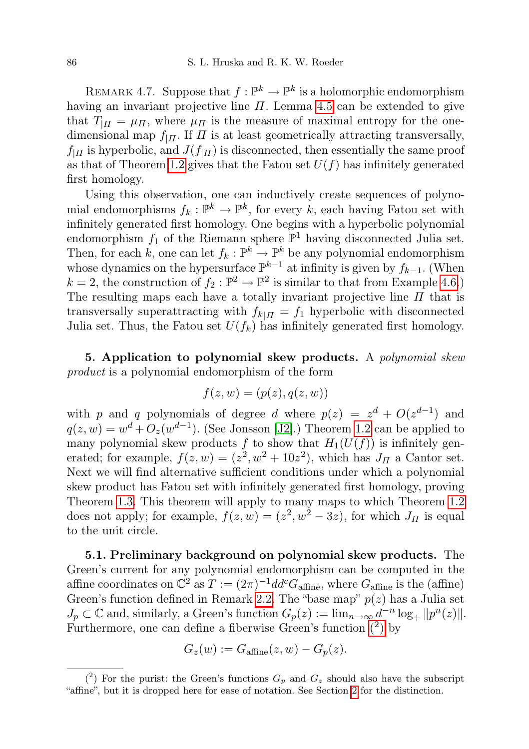REMARK 4.7. Suppose that $f : \mathbb{P}^k \to \mathbb{P}^k$ is a holomorphic endomorphism having an invariant projective line $\Pi$. Lemma 4.5 can be extended to give that $T_{|\Pi} = \mu_\Pi$, where $\mu_\Pi$ is the measure of maximal entropy for the one-dimensional map $f_{|\Pi}$. If $\Pi$ is at least geometrically attracting transversally, $f_{|\Pi}$ is hyperbolic, and $J(f_{|\Pi})$ is disconnected, then essentially the same proof as that of Theorem 1.2 gives that the Fatou set $U(f)$ has infinitely generated first homology.

Using this observation, one can inductively create sequences of polynomial endomorphisms $f_k : \mathbb{P}^k \to \mathbb{P}^k$, for every $k$, each having Fatou set with infinitely generated first homology. One begins with a hyperbolic polynomial endomorphism $f_1$ of the Riemann sphere $\mathbb{P}^1$ having disconnected Julia set. Then, for each $k$, one can let $f_k : \mathbb{P}^k \to \mathbb{P}^k$ be any polynomial endomorphism whose dynamics on the hypersurface $\mathbb{P}^{k-1}$ at infinity is given by $f_{k-1}$. (When $k = 2$, the construction of $f_2 : \mathbb{P}^2 \to \mathbb{P}^2$ is similar to that from Example 4.6.) The resulting maps each have a totally invariant projective line $\Pi$ that is transversally superattracting with $f_{k|\Pi} = f_1$ hyperbolic with disconnected Julia set. Thus, the Fatou set $U(f_k)$ has infinitely generated first homology.

**5. Application to polynomial skew products.** A *polynomial skew product* is a polynomial endomorphism of the form

$$f(z, w) = (p(z), q(z, w))$$

with $p$ and $q$ polynomials of degree $d$ where $p(z) = z^d + O(z^{d-1})$ and $q(z, w) = w^d + O_z(w^{d-1})$. (See Jonsson [J2].) Theorem 1.2 can be applied to many polynomial skew products $f$ to show that $H_1(U(f))$ is infinitely generated; for example, $f(z, w) = (z^2, w^2 + 10z^2)$, which has $J_\Pi$ a Cantor set. Next we will find alternative sufficient conditions under which a polynomial skew product has Fatou set with infinitely generated first homology, proving Theorem 1.3. This theorem will apply to many maps to which Theorem 1.2 does not apply; for example, $f(z, w) = (z^2, w^2 - 3z)$, for which $J_\Pi$ is equal to the unit circle.

**5.1. Preliminary background on polynomial skew products.** The Green's current for any polynomial endomorphism can be computed in the affine coordinates on $\mathbb{C}^2$ as $T := (2\pi)^{-1} dd^c G_{\text{affine}}$, where $G_{\text{affine}}$ is the (affine) Green's function defined in Remark 2.2. The "base map" $p(z)$ has a Julia set $J_p \subset \mathbb{C}$ and, similarly, a Green's function $G_p(z) := \lim_{n\to\infty} d^{-n} \log_+ \|p^n(z)\|$. Furthermore, one can define a fiberwise Green's function ([2]) by

$$G_z(w) := G_{\text{affine}}(z, w) - G_p(z).$$

([2]) For the purist: the Green's functions $G_p$ and $G_z$ should also have the subscript "affine", but it is dropped here for ease of notation. See Section 2 for the distinction.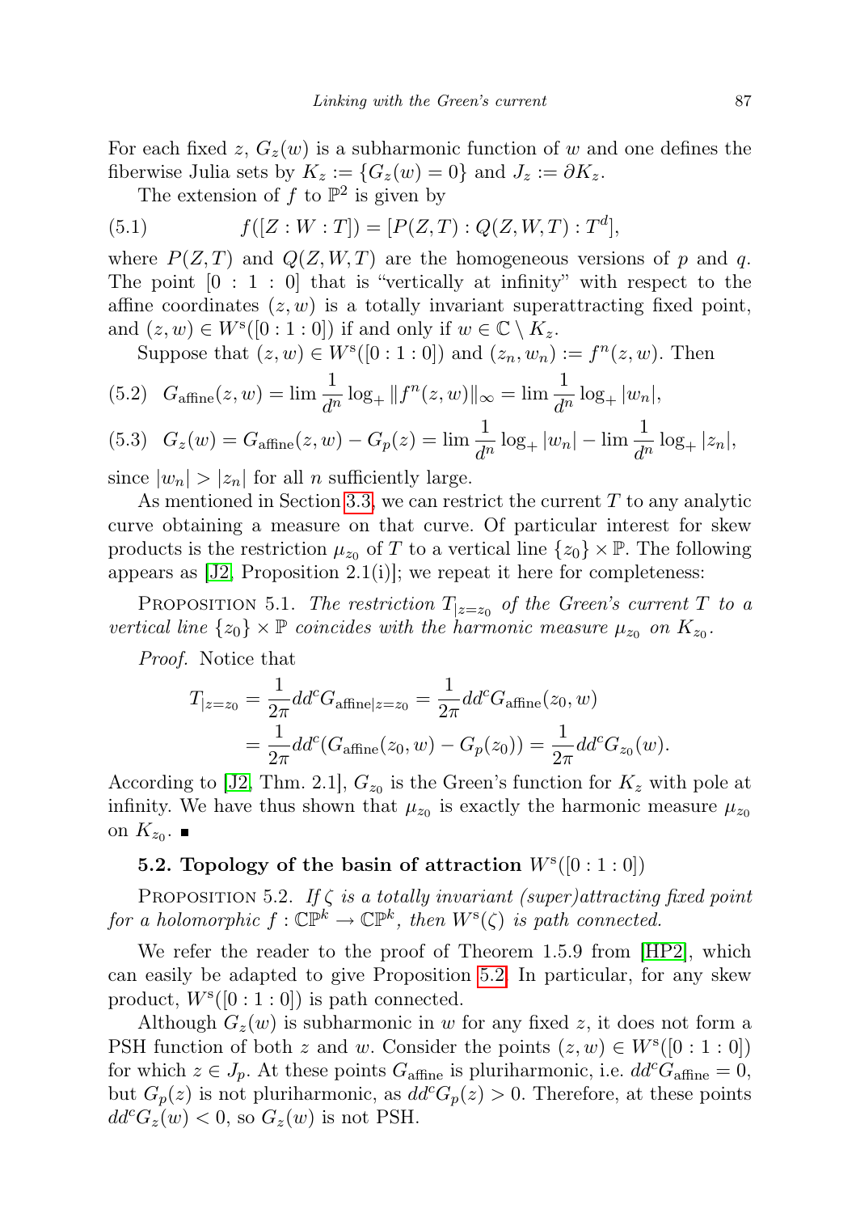For each fixed $z$, $G_z(w)$ is a subharmonic function of $w$ and one defines the fiberwise Julia sets by $K_z := \{G_z(w) = 0\}$ and $J_z := \partial K_z$.

The extension of $f$ to $\mathbb{P}^2$ is given by

$$f([Z : W : T]) = [P(Z,T) : Q(Z,W,T) : T^d], \tag{5.1}$$

where $P(Z,T)$ and $Q(Z,W,T)$ are the homogeneous versions of $p$ and $q$. The point $[0 : 1 : 0]$ that is "vertically at infinity" with respect to the affine coordinates $(z,w)$ is a totally invariant superattracting fixed point, and $(z,w) \in W^{\mathrm{s}}([0:1:0])$ if and only if $w \in \mathbb{C} \setminus K_z$.

Suppose that $(z,w) \in W^{\mathrm{s}}([0:1:0])$ and $(z_n, w_n) := f^n(z,w)$. Then

$$G_{\mathrm{affine}}(z,w) = \lim \frac{1}{d^n} \log_+ \|f^n(z,w)\|_\infty = \lim \frac{1}{d^n} \log_+ |w_n|, \tag{5.2}$$

$$G_z(w) = G_{\mathrm{affine}}(z,w) - G_p(z) = \lim \frac{1}{d^n} \log_+ |w_n| - \lim \frac{1}{d^n} \log_+ |z_n|, \tag{5.3}$$

since $|w_n| > |z_n|$ for all $n$ sufficiently large.

As mentioned in Section 3.3, we can restrict the current $T$ to any analytic curve obtaining a measure on that curve. Of particular interest for skew products is the restriction $\mu_{z_0}$ of $T$ to a vertical line $\{z_0\} \times \mathbb{P}$. The following appears as [J2, Proposition 2.1(i)]; we repeat it here for completeness:

Proposition 5.1. *The restriction $T_{|z=z_0}$ of the Green's current $T$ to a vertical line $\{z_0\} \times \mathbb{P}$ coincides with the harmonic measure $\mu_{z_0}$ on $K_{z_0}$.*

*Proof.* Notice that

$$\begin{aligned} T_{|z=z_0} &= \frac{1}{2\pi} dd^c G_{\mathrm{affine}|z=z_0} = \frac{1}{2\pi} dd^c G_{\mathrm{affine}}(z_0, w) \\ &= \frac{1}{2\pi} dd^c (G_{\mathrm{affine}}(z_0,w) - G_p(z_0)) = \frac{1}{2\pi} dd^c G_{z_0}(w). \end{aligned}$$

According to [J2, Thm. 2.1], $G_{z_0}$ is the Green's function for $K_z$ with pole at infinity. We have thus shown that $\mu_{z_0}$ is exactly the harmonic measure $\mu_{z_0}$ on $K_{z_0}$. ∎

### 5.2. Topology of the basin of attraction $W^{\mathrm{s}}([0:1:0])$

Proposition 5.2. *If $\zeta$ is a totally invariant (super)attracting fixed point for a holomorphic $f : \mathbb{CP}^k \to \mathbb{CP}^k$, then $W^{\mathrm{s}}(\zeta)$ is path connected.*

We refer the reader to the proof of Theorem 1.5.9 from [HP2], which can easily be adapted to give Proposition 5.2. In particular, for any skew product, $W^{\mathrm{s}}([0:1:0])$ is path connected.

Although $G_z(w)$ is subharmonic in $w$ for any fixed $z$, it does not form a PSH function of both $z$ and $w$. Consider the points $(z,w) \in W^{\mathrm{s}}([0:1:0])$ for which $z \in J_p$. At these points $G_{\mathrm{affine}}$ is pluriharmonic, i.e. $dd^c G_{\mathrm{affine}} = 0$, but $G_p(z)$ is not pluriharmonic, as $dd^c G_p(z) > 0$. Therefore, at these points $dd^c G_z(w) < 0$, so $G_z(w)$ is not PSH.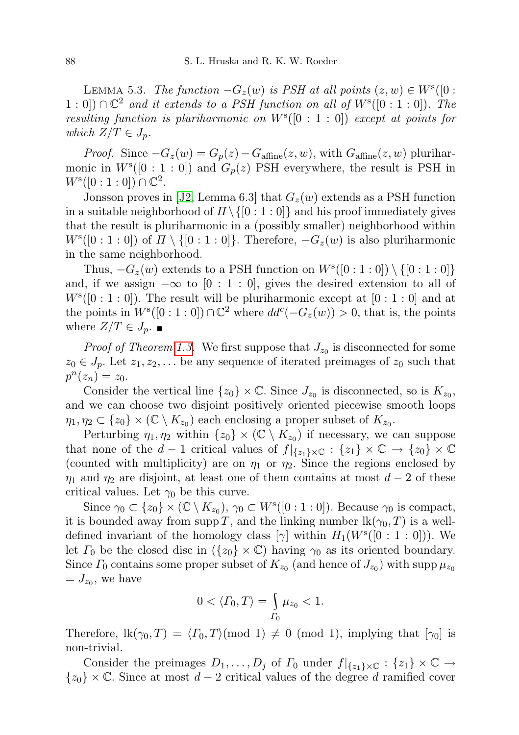LEMMA 5.3. *The function $-G_z(w)$ is PSH at all points $(z,w) \in W^{\mathrm{s}}([0:1:0]) \cap \mathbb{C}^2$ and it extends to a PSH function on all of $W^{\mathrm{s}}([0:1:0])$. The resulting function is pluriharmonic on $W^{\mathrm{s}}([0:1:0])$ except at points for which $Z/T \in J_p$.*

*Proof.* Since $-G_z(w) = G_p(z) - G_{\mathrm{affine}}(z,w)$, with $G_{\mathrm{affine}}(z,w)$ pluriharmonic in $W^{\mathrm{s}}([0:1:0])$ and $G_p(z)$ PSH everywhere, the result is PSH in $W^{\mathrm{s}}([0:1:0]) \cap \mathbb{C}^2$.

Jonsson proves in [J2, Lemma 6.3] that $G_z(w)$ extends as a PSH function in a suitable neighborhood of $\Pi \setminus \{[0:1:0]\}$ and his proof immediately gives that the result is pluriharmonic in a (possibly smaller) neighborhood within $W^{\mathrm{s}}([0:1:0])$ of $\Pi \setminus \{[0:1:0]\}$. Therefore, $-G_z(w)$ is also pluriharmonic in the same neighborhood.

Thus, $-G_z(w)$ extends to a PSH function on $W^{\mathrm{s}}([0:1:0]) \setminus \{[0:1:0]\}$ and, if we assign $-\infty$ to $[0:1:0]$, gives the desired extension to all of $W^{\mathrm{s}}([0:1:0])$. The result will be pluriharmonic except at $[0:1:0]$ and at the points in $W^{\mathrm{s}}([0:1:0]) \cap \mathbb{C}^2$ where $dd^c(-G_z(w)) > 0$, that is, the points where $Z/T \in J_p$. ■

*Proof of Theorem 1.3.* We first suppose that $J_{z_0}$ is disconnected for some $z_0 \in J_p$. Let $z_1, z_2, \ldots$ be any sequence of iterated preimages of $z_0$ such that $p^n(z_n) = z_0$.

Consider the vertical line $\{z_0\} \times \mathbb{C}$. Since $J_{z_0}$ is disconnected, so is $K_{z_0}$, and we can choose two disjoint positively oriented piecewise smooth loops $\eta_1, \eta_2 \subset \{z_0\} \times (\mathbb{C} \setminus K_{z_0})$ each enclosing a proper subset of $K_{z_0}$.

Perturbing $\eta_1, \eta_2$ within $\{z_0\} \times (\mathbb{C} \setminus K_{z_0})$ if necessary, we can suppose that none of the $d-1$ critical values of $f|_{\{z_1\}\times\mathbb{C}} : \{z_1\} \times \mathbb{C} \to \{z_0\} \times \mathbb{C}$ (counted with multiplicity) are on $\eta_1$ or $\eta_2$. Since the regions enclosed by $\eta_1$ and $\eta_2$ are disjoint, at least one of them contains at most $d-2$ of these critical values. Let $\gamma_0$ be this curve.

Since $\gamma_0 \subset \{z_0\} \times (\mathbb{C} \setminus K_{z_0})$, $\gamma_0 \subset W^{\mathrm{s}}([0:1:0])$. Because $\gamma_0$ is compact, it is bounded away from $\operatorname{supp} T$, and the linking number $\operatorname{lk}(\gamma_0, T)$ is a well-defined invariant of the homology class $[\gamma]$ within $H_1(W^{\mathrm{s}}([0:1:0]))$. We let $\Gamma_0$ be the closed disc in $(\{z_0\} \times \mathbb{C})$ having $\gamma_0$ as its oriented boundary. Since $\Gamma_0$ contains some proper subset of $K_{z_0}$ (and hence of $J_{z_0}$) with $\operatorname{supp} \mu_{z_0} = J_{z_0}$, we have

$$0 < \langle \Gamma_0, T \rangle = \int_{\Gamma_0} \mu_{z_0} < 1.$$

Therefore, $\operatorname{lk}(\gamma_0, T) = \langle \Gamma_0, T \rangle \pmod 1 \neq 0 \pmod 1$, implying that $[\gamma_0]$ is non-trivial.

Consider the preimages $D_1, \ldots, D_j$ of $\Gamma_0$ under $f|_{\{z_1\}\times\mathbb{C}} : \{z_1\} \times \mathbb{C} \to \{z_0\} \times \mathbb{C}$. Since at most $d-2$ critical values of the degree $d$ ramified cover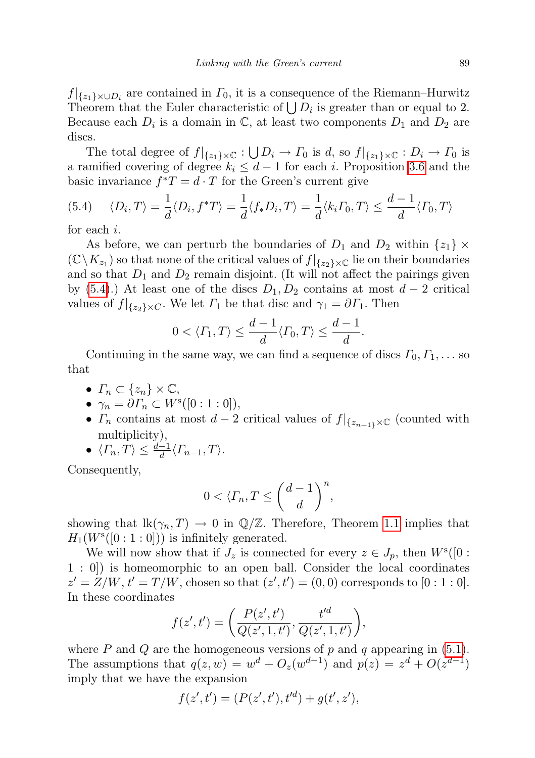$f|_{\{z_1\}\times\cup D_i}$ are contained in $\Gamma_0$, it is a consequence of the Riemann–Hurwitz Theorem that the Euler characteristic of $\bigcup D_i$ is greater than or equal to 2. Because each $D_i$ is a domain in $\mathbb{C}$, at least two components $D_1$ and $D_2$ are discs.

The total degree of $f|_{\{z_1\}\times\mathbb{C}} : \bigcup D_i \to \Gamma_0$ is $d$, so $f|_{\{z_1\}\times\mathbb{C}} : D_i \to \Gamma_0$ is a ramified covering of degree $k_i \le d-1$ for each $i$. Proposition 3.6 and the basic invariance $f^*T = d\cdot T$ for the Green's current give

$$\langle D_i, T\rangle = \frac{1}{d}\langle D_i, f^*T\rangle = \frac{1}{d}\langle f_*D_i, T\rangle = \frac{1}{d}\langle k_i\Gamma_0, T\rangle \le \frac{d-1}{d}\langle \Gamma_0, T\rangle \tag{5.4}$$

for each $i$.

As before, we can perturb the boundaries of $D_1$ and $D_2$ within $\{z_1\}\times(\mathbb{C}\setminus K_{z_1})$ so that none of the critical values of $f|_{\{z_2\}\times\mathbb{C}}$ lie on their boundaries and so that $D_1$ and $D_2$ remain disjoint. (It will not affect the pairings given by (5.4).) At least one of the discs $D_1, D_2$ contains at most $d-2$ critical values of $f|_{\{z_2\}\times C}$. We let $\Gamma_1$ be that disc and $\gamma_1 = \partial\Gamma_1$. Then

$$0 < \langle \Gamma_1, T\rangle \le \frac{d-1}{d}\langle \Gamma_0, T\rangle \le \frac{d-1}{d}.$$

Continuing in the same way, we can find a sequence of discs $\Gamma_0, \Gamma_1, \ldots$ so that

- $\Gamma_n \subset \{z_n\}\times\mathbb{C}$,
- $\gamma_n = \partial\Gamma_n \subset W^{\mathrm{s}}([0:1:0])$,
- $\Gamma_n$ contains at most $d-2$ critical values of $f|_{\{z_{n+1}\}\times\mathbb{C}}$ (counted with multiplicity),
- $\langle \Gamma_n, T\rangle \le \frac{d-1}{d}\langle \Gamma_{n-1}, T\rangle$.

Consequently,

$$0 < \langle \Gamma_n, T \le \left(\frac{d-1}{d}\right)^n,$$

showing that $\mathrm{lk}(\gamma_n, T) \to 0$ in $\mathbb{Q}/\mathbb{Z}$. Therefore, Theorem 1.1 implies that $H_1(W^{\mathrm{s}}([0:1:0]))$ is infinitely generated.

We will now show that if $J_z$ is connected for every $z \in J_p$, then $W^{\mathrm{s}}([0:1:0])$ is homeomorphic to an open ball. Consider the local coordinates $z' = Z/W$, $t' = T/W$, chosen so that $(z', t') = (0,0)$ corresponds to $[0:1:0]$. In these coordinates

$$f(z', t') = \left(\frac{P(z', t')}{Q(z', 1, t')}, \frac{t'^d}{Q(z', 1, t')}\right),$$

where $P$ and $Q$ are the homogeneous versions of $p$ and $q$ appearing in (5.1). The assumptions that $q(z, w) = w^d + O_z(w^{d-1})$ and $p(z) = z^d + O(z^{d-1})$ imply that we have the expansion

$$f(z', t') = (P(z', t'), t'^d) + g(t', z'),$$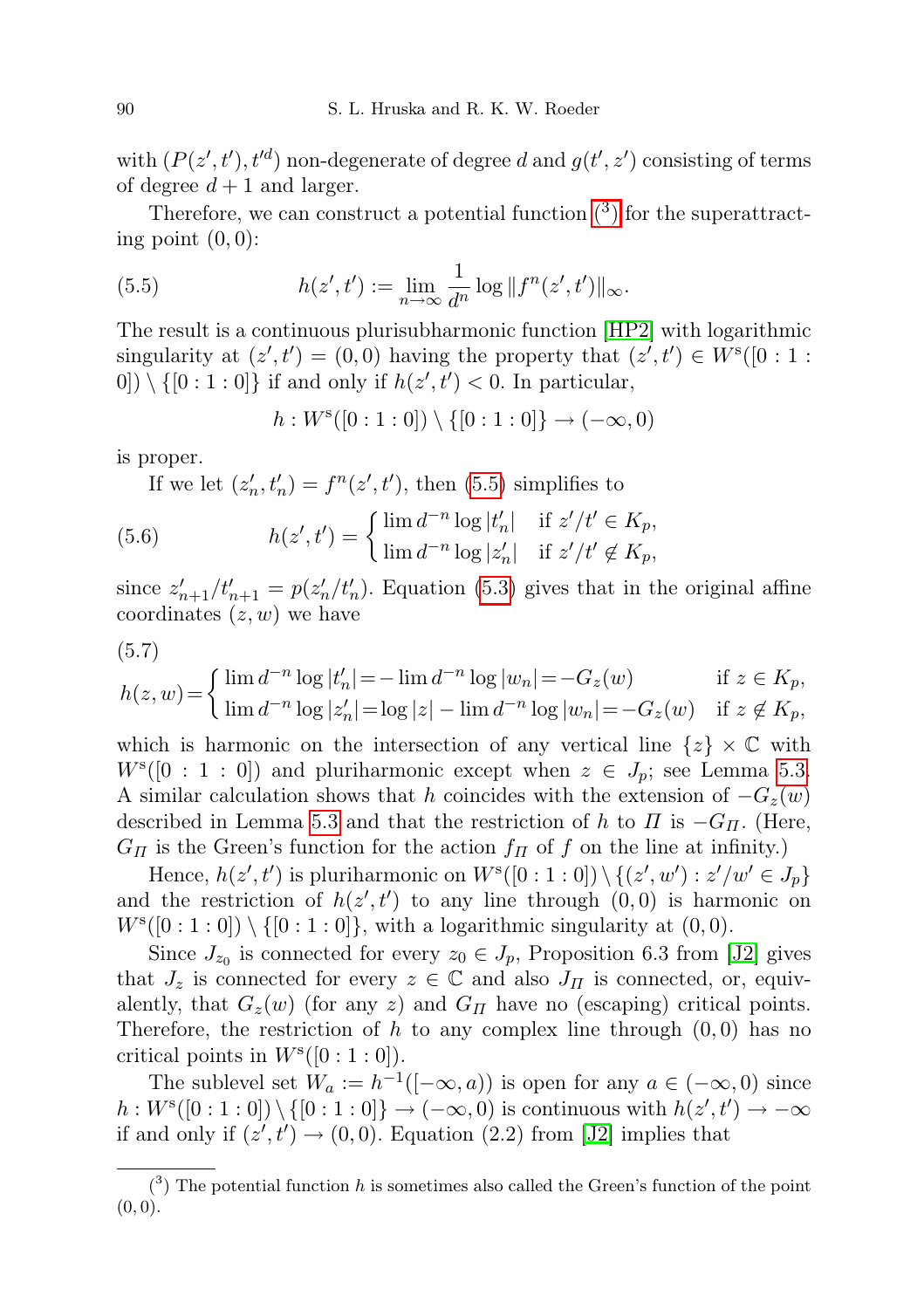with $(P(z',t'), t'^d)$ non-degenerate of degree $d$ and $g(t',z')$ consisting of terms of degree $d+1$ and larger.

Therefore, we can construct a potential function ([3]) for the superattracting point $(0,0)$:

$$h(z',t') := \lim_{n\to\infty} \frac{1}{d^n} \log \|f^n(z',t')\|_\infty. \tag{5.5}$$

The result is a continuous plurisubharmonic function [HP2] with logarithmic singularity at $(z',t') = (0,0)$ having the property that $(z',t') \in W^{\mathrm{s}}([0:1:0]) \setminus \{[0:1:0]\}$ if and only if $h(z',t') < 0$. In particular,

$$h : W^{\mathrm{s}}([0:1:0]) \setminus \{[0:1:0]\} \to (-\infty, 0)$$

is proper.

If we let $(z'_n, t'_n) = f^n(z',t')$, then (5.5) simplifies to

$$h(z',t') = \begin{cases} \lim d^{-n} \log |t'_n| & \text{if } z'/t' \in K_p, \\ \lim d^{-n} \log |z'_n| & \text{if } z'/t' \notin K_p, \end{cases} \tag{5.6}$$

since $z'_{n+1}/t'_{n+1} = p(z'_n/t'_n)$. Equation (5.3) gives that in the original affine coordinates $(z,w)$ we have

$$h(z,w) = \begin{cases} \lim d^{-n} \log |t'_n| = -\lim d^{-n} \log |w_n| = -G_z(w) & \text{if } z \in K_p, \\ \lim d^{-n} \log |z'_n| = \log |z| - \lim d^{-n} \log |w_n| = -G_z(w) & \text{if } z \notin K_p, \end{cases} \tag{5.7}$$

which is harmonic on the intersection of any vertical line $\{z\} \times \mathbb{C}$ with $W^{\mathrm{s}}([0:1:0])$ and pluriharmonic except when $z \in J_p$; see Lemma 5.3. A similar calculation shows that $h$ coincides with the extension of $-G_z(w)$ described in Lemma 5.3 and that the restriction of $h$ to $\Pi$ is $-G_\Pi$. (Here, $G_\Pi$ is the Green's function for the action $f_\Pi$ of $f$ on the line at infinity.)

Hence, $h(z',t')$ is pluriharmonic on $W^{\mathrm{s}}([0:1:0]) \setminus \{(z',w') : z'/w' \in J_p\}$ and the restriction of $h(z',t')$ to any line through $(0,0)$ is harmonic on $W^{\mathrm{s}}([0:1:0]) \setminus \{[0:1:0]\}$, with a logarithmic singularity at $(0,0)$.

Since $J_{z_0}$ is connected for every $z_0 \in J_p$, Proposition 6.3 from [J2] gives that $J_z$ is connected for every $z \in \mathbb{C}$ and also $J_\Pi$ is connected, or, equivalently, that $G_z(w)$ (for any $z$) and $G_\Pi$ have no (escaping) critical points. Therefore, the restriction of $h$ to any complex line through $(0,0)$ has no critical points in $W^{\mathrm{s}}([0:1:0])$.

The sublevel set $W_a := h^{-1}([-\infty, a))$ is open for any $a \in (-\infty, 0)$ since $h : W^{\mathrm{s}}([0:1:0]) \setminus \{[0:1:0]\} \to (-\infty, 0)$ is continuous with $h(z',t') \to -\infty$ if and only if $(z',t') \to (0,0)$. Equation (2.2) from [J2] implies that

([3]) The potential function $h$ is sometimes also called the Green's function of the point $(0,0)$.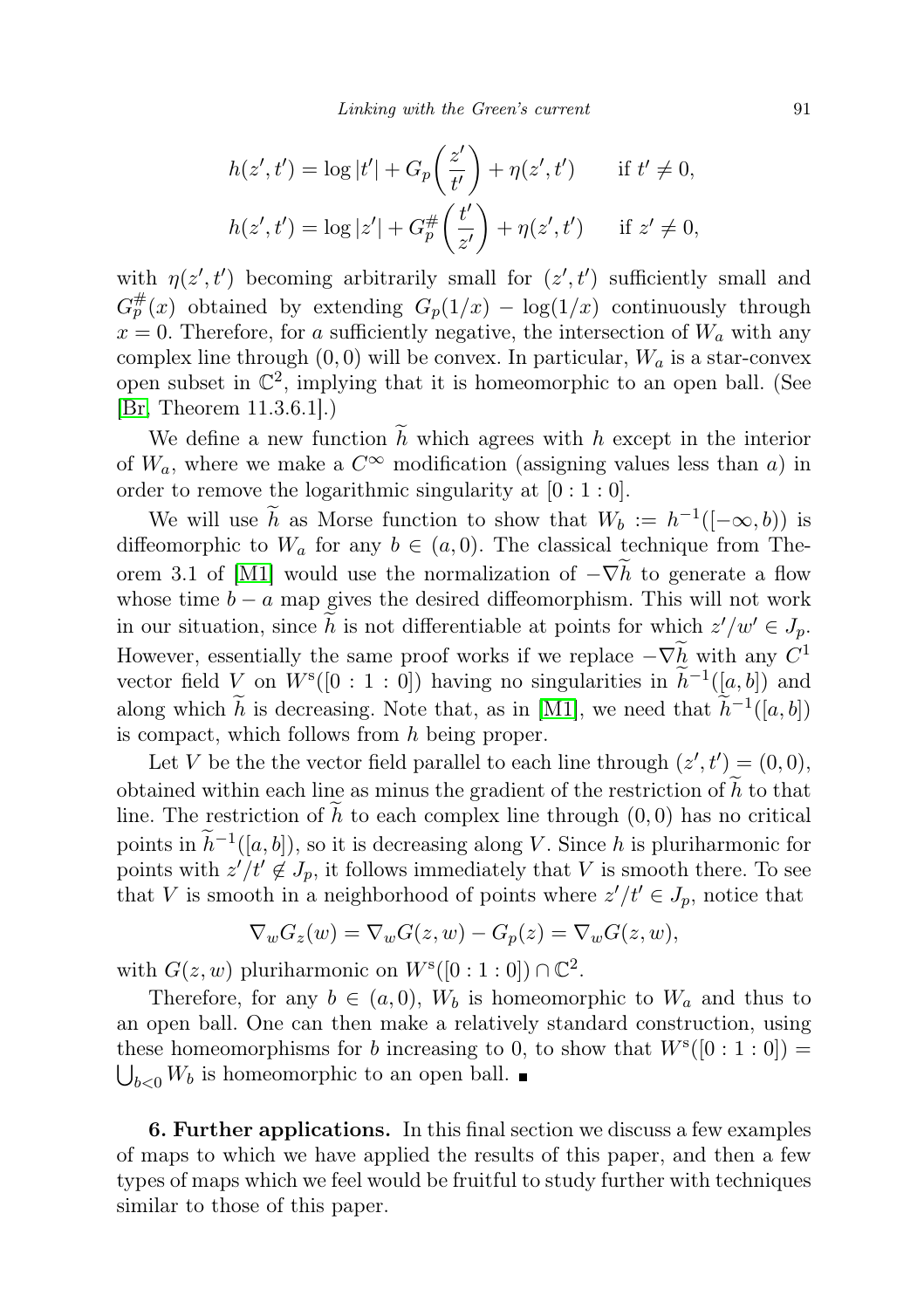$$h(z',t') = \log|t'| + G_p\left(\frac{z'}{t'}\right) + \eta(z',t') \qquad \text{if } t' \neq 0,$$

$$h(z',t') = \log|z'| + G_p^{\#}\left(\frac{t'}{z'}\right) + \eta(z',t') \qquad \text{if } z' \neq 0,$$

with $\eta(z',t')$ becoming arbitrarily small for $(z',t')$ sufficiently small and $G_p^{\#}(x)$ obtained by extending $G_p(1/x) - \log(1/x)$ continuously through $x = 0$. Therefore, for $a$ sufficiently negative, the intersection of $W_a$ with any complex line through $(0,0)$ will be convex. In particular, $W_a$ is a star-convex open subset in $\mathbb{C}^2$, implying that it is homeomorphic to an open ball. (See [Br, Theorem 11.3.6.1].)

We define a new function $\widetilde{h}$ which agrees with $h$ except in the interior of $W_a$, where we make a $C^\infty$ modification (assigning values less than $a$) in order to remove the logarithmic singularity at $[0:1:0]$.

We will use $\widetilde{h}$ as Morse function to show that $W_b := h^{-1}([-\infty, b))$ is diffeomorphic to $W_a$ for any $b \in (a, 0)$. The classical technique from Theorem 3.1 of [M1] would use the normalization of $-\nabla\widetilde{h}$ to generate a flow whose time $b - a$ map gives the desired diffeomorphism. This will not work in our situation, since $\widetilde{h}$ is not differentiable at points for which $z'/w' \in J_p$. However, essentially the same proof works if we replace $-\nabla\widetilde{h}$ with any $C^1$ vector field $V$ on $W^{\mathrm{s}}([0:1:0])$ having no singularities in $\widetilde{h}^{-1}([a,b])$ and along which $\widetilde{h}$ is decreasing. Note that, as in [M1], we need that $\widetilde{h}^{-1}([a,b])$ is compact, which follows from $h$ being proper.

Let $V$ be the the vector field parallel to each line through $(z',t') = (0,0)$, obtained within each line as minus the gradient of the restriction of $\widetilde{h}$ to that line. The restriction of $\widetilde{h}$ to each complex line through $(0,0)$ has no critical points in $\widetilde{h}^{-1}([a,b])$, so it is decreasing along $V$. Since $h$ is pluriharmonic for points with $z'/t' \notin J_p$, it follows immediately that $V$ is smooth there. To see that $V$ is smooth in a neighborhood of points where $z'/t' \in J_p$, notice that

$$\nabla_w G_z(w) = \nabla_w G(z,w) - G_p(z) = \nabla_w G(z,w),$$

with $G(z,w)$ pluriharmonic on $W^{\mathrm{s}}([0:1:0]) \cap \mathbb{C}^2$.

Therefore, for any $b \in (a,0)$, $W_b$ is homeomorphic to $W_a$ and thus to an open ball. One can then make a relatively standard construction, using these homeomorphisms for $b$ increasing to $0$, to show that $W^{\mathrm{s}}([0:1:0]) = \bigcup_{b<0} W_b$ is homeomorphic to an open ball. ∎

**6. Further applications.** In this final section we discuss a few examples of maps to which we have applied the results of this paper, and then a few types of maps which we feel would be fruitful to study further with techniques similar to those of this paper.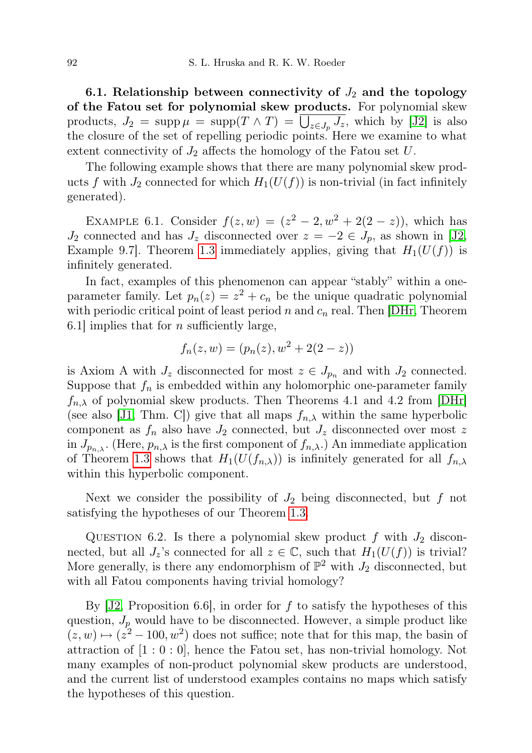**6.1. Relationship between connectivity of $J_2$ and the topology of the Fatou set for polynomial skew products.** For polynomial skew products, $J_2 = \operatorname{supp} \mu = \operatorname{supp}(T \wedge T) = \overline{\bigcup_{z \in J_p} J_z}$, which by [J2] is also the closure of the set of repelling periodic points. Here we examine to what extent connectivity of $J_2$ affects the homology of the Fatou set $U$.

The following example shows that there are many polynomial skew products $f$ with $J_2$ connected for which $H_1(U(f))$ is non-trivial (in fact infinitely generated).

Example 6.1. Consider $f(z, w) = (z^2 - 2, w^2 + 2(2 - z))$, which has $J_2$ connected and has $J_z$ disconnected over $z = -2 \in J_p$, as shown in [J2, Example 9.7]. Theorem 1.3 immediately applies, giving that $H_1(U(f))$ is infinitely generated.

In fact, examples of this phenomenon can appear "stably" within a one-parameter family. Let $p_n(z) = z^2 + c_n$ be the unique quadratic polynomial with periodic critical point of least period $n$ and $c_n$ real. Then [DHr, Theorem 6.1] implies that for $n$ sufficiently large,

$$f_n(z, w) = (p_n(z), w^2 + 2(2 - z))$$

is Axiom A with $J_z$ disconnected for most $z \in J_{p_n}$ and with $J_2$ connected. Suppose that $f_n$ is embedded within any holomorphic one-parameter family $f_{n,\lambda}$ of polynomial skew products. Then Theorems 4.1 and 4.2 from [DHr] (see also [J1, Thm. C]) give that all maps $f_{n,\lambda}$ within the same hyperbolic component as $f_n$ also have $J_2$ connected, but $J_z$ disconnected over most $z$ in $J_{p_{n,\lambda}}$. (Here, $p_{n,\lambda}$ is the first component of $f_{n,\lambda}$.) An immediate application of Theorem 1.3 shows that $H_1(U(f_{n,\lambda}))$ is infinitely generated for all $f_{n,\lambda}$ within this hyperbolic component.

Next we consider the possibility of $J_2$ being disconnected, but $f$ not satisfying the hypotheses of our Theorem 1.3.

Question 6.2. Is there a polynomial skew product $f$ with $J_2$ disconnected, but all $J_z$'s connected for all $z \in \mathbb{C}$, such that $H_1(U(f))$ is trivial? More generally, is there any endomorphism of $\mathbb{P}^2$ with $J_2$ disconnected, but with all Fatou components having trivial homology?

By [J2, Proposition 6.6], in order for $f$ to satisfy the hypotheses of this question, $J_p$ would have to be disconnected. However, a simple product like $(z, w) \mapsto (z^2 - 100, w^2)$ does not suffice; note that for this map, the basin of attraction of $[1 : 0 : 0]$, hence the Fatou set, has non-trivial homology. Not many examples of non-product polynomial skew products are understood, and the current list of understood examples contains no maps which satisfy the hypotheses of this question.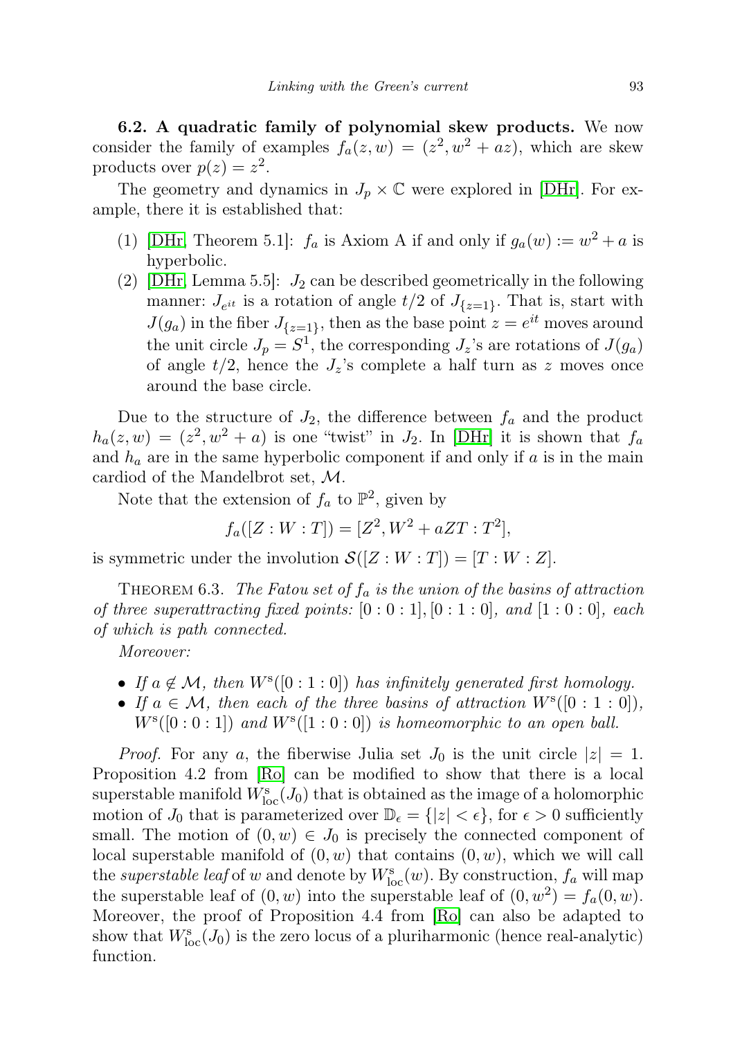**6.2. A quadratic family of polynomial skew products.** We now consider the family of examples $f_a(z,w) = (z^2, w^2 + az)$, which are skew products over $p(z) = z^2$.

The geometry and dynamics in $J_p \times \mathbb{C}$ were explored in [DHr]. For example, there it is established that:

1. [DHr, Theorem 5.1]: $f_a$ is Axiom A if and only if $g_a(w) := w^2 + a$ is hyperbolic.
2. [DHr, Lemma 5.5]: $J_2$ can be described geometrically in the following manner: $J_{e^{it}}$ is a rotation of angle $t/2$ of $J_{\{z=1\}}$. That is, start with $J(g_a)$ in the fiber $J_{\{z=1\}}$, then as the base point $z = e^{it}$ moves around the unit circle $J_p = S^1$, the corresponding $J_z$'s are rotations of $J(g_a)$ of angle $t/2$, hence the $J_z$'s complete a half turn as $z$ moves once around the base circle.

Due to the structure of $J_2$, the difference between $f_a$ and the product $h_a(z,w) = (z^2, w^2 + a)$ is one "twist" in $J_2$. In [DHr] it is shown that $f_a$ and $h_a$ are in the same hyperbolic component if and only if $a$ is in the main cardiod of the Mandelbrot set, $\mathcal{M}$.

Note that the extension of $f_a$ to $\mathbb{P}^2$, given by

$$f_a([Z : W : T]) = [Z^2, W^2 + aZT : T^2],$$

is symmetric under the involution $\mathcal{S}([Z : W : T]) = [T : W : Z]$.

THEOREM 6.3. *The Fatou set of $f_a$ is the union of the basins of attraction of three superattracting fixed points: $[0 : 0 : 1], [0 : 1 : 0]$, and $[1 : 0 : 0]$, each of which is path connected.*

*Moreover:*

- *If $a \notin \mathcal{M}$, then $W^{\mathrm{s}}([0 : 1 : 0])$ has infinitely generated first homology.*
- *If $a \in \mathcal{M}$, then each of the three basins of attraction $W^{\mathrm{s}}([0 : 1 : 0])$, $W^{\mathrm{s}}([0 : 0 : 1])$ and $W^{\mathrm{s}}([1 : 0 : 0])$ is homeomorphic to an open ball.*

*Proof.* For any $a$, the fiberwise Julia set $J_0$ is the unit circle $|z| = 1$. Proposition 4.2 from [Ro] can be modified to show that there is a local superstable manifold $W^{\mathrm{s}}_{\mathrm{loc}}(J_0)$ that is obtained as the image of a holomorphic motion of $J_0$ that is parameterized over $\mathbb{D}_\epsilon = \{|z| < \epsilon\}$, for $\epsilon > 0$ sufficiently small. The motion of $(0,w) \in J_0$ is precisely the connected component of local superstable manifold of $(0,w)$ that contains $(0,w)$, which we will call the *superstable leaf* of $w$ and denote by $W^{\mathrm{s}}_{\mathrm{loc}}(w)$. By construction, $f_a$ will map the superstable leaf of $(0,w)$ into the superstable leaf of $(0,w^2) = f_a(0,w)$. Moreover, the proof of Proposition 4.4 from [Ro] can also be adapted to show that $W^{\mathrm{s}}_{\mathrm{loc}}(J_0)$ is the zero locus of a pluriharmonic (hence real-analytic) function.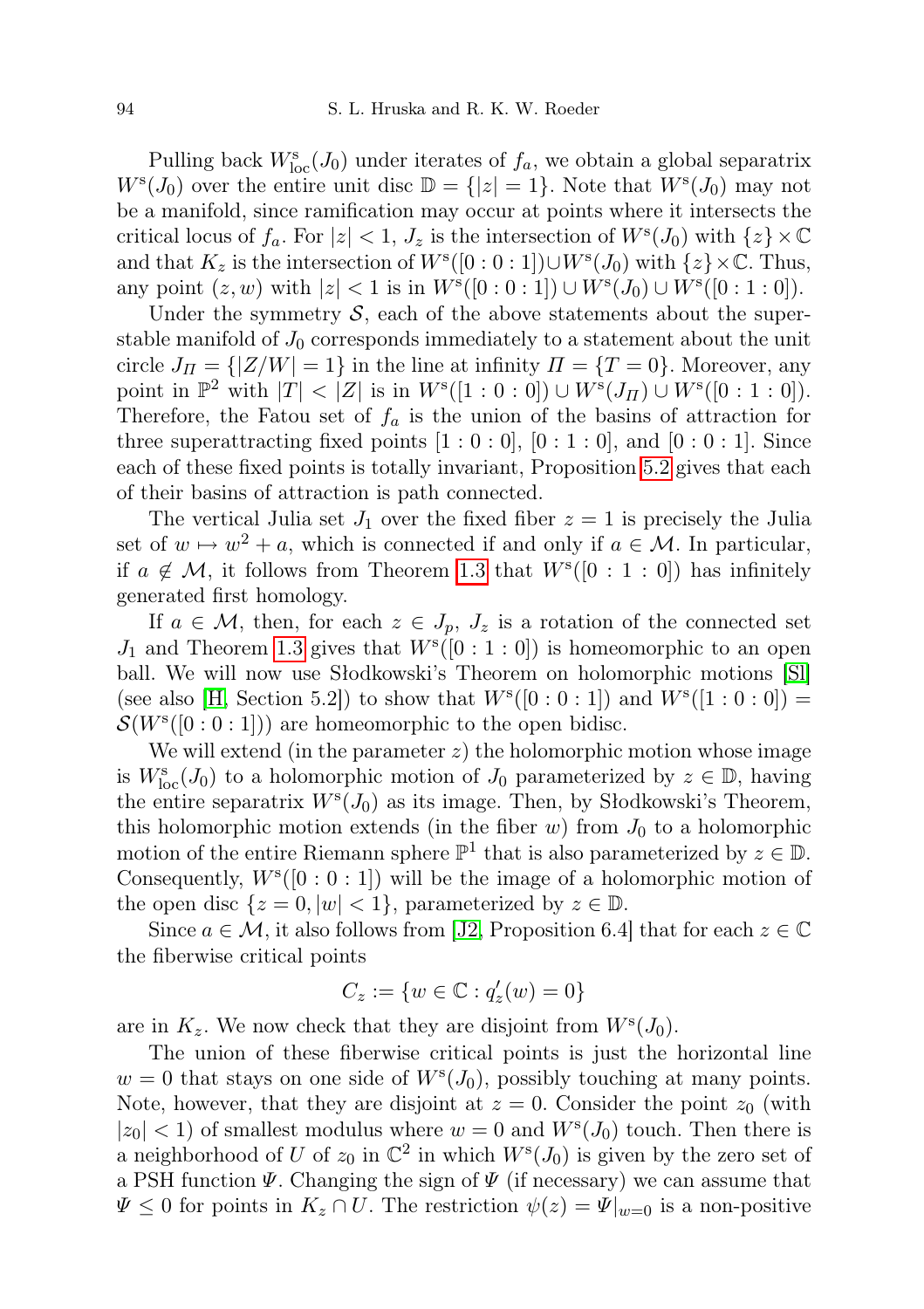Pulling back $W^{\rm s}_{\rm loc}(J_0)$ under iterates of $f_a$, we obtain a global separatrix $W^{\rm s}(J_0)$ over the entire unit disc $\mathbb{D} = \{|z| = 1\}$. Note that $W^{\rm s}(J_0)$ may not be a manifold, since ramification may occur at points where it intersects the critical locus of $f_a$. For $|z| < 1$, $J_z$ is the intersection of $W^{\rm s}(J_0)$ with $\{z\} \times \mathbb{C}$ and that $K_z$ is the intersection of $W^{\rm s}([0:0:1]) \cup W^{\rm s}(J_0)$ with $\{z\} \times \mathbb{C}$. Thus, any point $(z, w)$ with $|z| < 1$ is in $W^{\rm s}([0:0:1]) \cup W^{\rm s}(J_0) \cup W^{\rm s}([0:1:0])$.

Under the symmetry $\mathcal{S}$, each of the above statements about the superstable manifold of $J_0$ corresponds immediately to a statement about the unit circle $J_\Pi = \{|Z/W| = 1\}$ in the line at infinity $\Pi = \{T = 0\}$. Moreover, any point in $\mathbb{P}^2$ with $|T| < |Z|$ is in $W^{\rm s}([1:0:0]) \cup W^{\rm s}(J_\Pi) \cup W^{\rm s}([0:1:0])$. Therefore, the Fatou set of $f_a$ is the union of the basins of attraction for three superattracting fixed points $[1:0:0]$, $[0:1:0]$, and $[0:0:1]$. Since each of these fixed points is totally invariant, Proposition 5.2 gives that each of their basins of attraction is path connected.

The vertical Julia set $J_1$ over the fixed fiber $z = 1$ is precisely the Julia set of $w \mapsto w^2 + a$, which is connected if and only if $a \in \mathcal{M}$. In particular, if $a \notin \mathcal{M}$, it follows from Theorem 1.3 that $W^{\rm s}([0:1:0])$ has infinitely generated first homology.

If $a \in \mathcal{M}$, then, for each $z \in J_p$, $J_z$ is a rotation of the connected set $J_1$ and Theorem 1.3 gives that $W^{\rm s}([0:1:0])$ is homeomorphic to an open ball. We will now use Słodkowski's Theorem on holomorphic motions [Sl] (see also [H, Section 5.2]) to show that $W^{\rm s}([0:0:1])$ and $W^{\rm s}([1:0:0]) = \mathcal{S}(W^{\rm s}([0:0:1]))$ are homeomorphic to the open bidisc.

We will extend (in the parameter $z$) the holomorphic motion whose image is $W^{\rm s}_{\rm loc}(J_0)$ to a holomorphic motion of $J_0$ parameterized by $z \in \mathbb{D}$, having the entire separatrix $W^{\rm s}(J_0)$ as its image. Then, by Słodkowski's Theorem, this holomorphic motion extends (in the fiber $w$) from $J_0$ to a holomorphic motion of the entire Riemann sphere $\mathbb{P}^1$ that is also parameterized by $z \in \mathbb{D}$. Consequently, $W^{\rm s}([0:0:1])$ will be the image of a holomorphic motion of the open disc $\{z = 0, |w| < 1\}$, parameterized by $z \in \mathbb{D}$.

Since $a \in \mathcal{M}$, it also follows from [J2, Proposition 6.4] that for each $z \in \mathbb{C}$ the fiberwise critical points

$$C_z := \{w \in \mathbb{C} : q_z'(w) = 0\}$$

are in $K_z$. We now check that they are disjoint from $W^{\rm s}(J_0)$.

The union of these fiberwise critical points is just the horizontal line $w = 0$ that stays on one side of $W^{\rm s}(J_0)$, possibly touching at many points. Note, however, that they are disjoint at $z = 0$. Consider the point $z_0$ (with $|z_0| < 1$) of smallest modulus where $w = 0$ and $W^{\rm s}(J_0)$ touch. Then there is a neighborhood of $U$ of $z_0$ in $\mathbb{C}^2$ in which $W^{\rm s}(J_0)$ is given by the zero set of a PSH function $\Psi$. Changing the sign of $\Psi$ (if necessary) we can assume that $\Psi \leq 0$ for points in $K_z \cap U$. The restriction $\psi(z) = \Psi|_{w=0}$ is a non-positive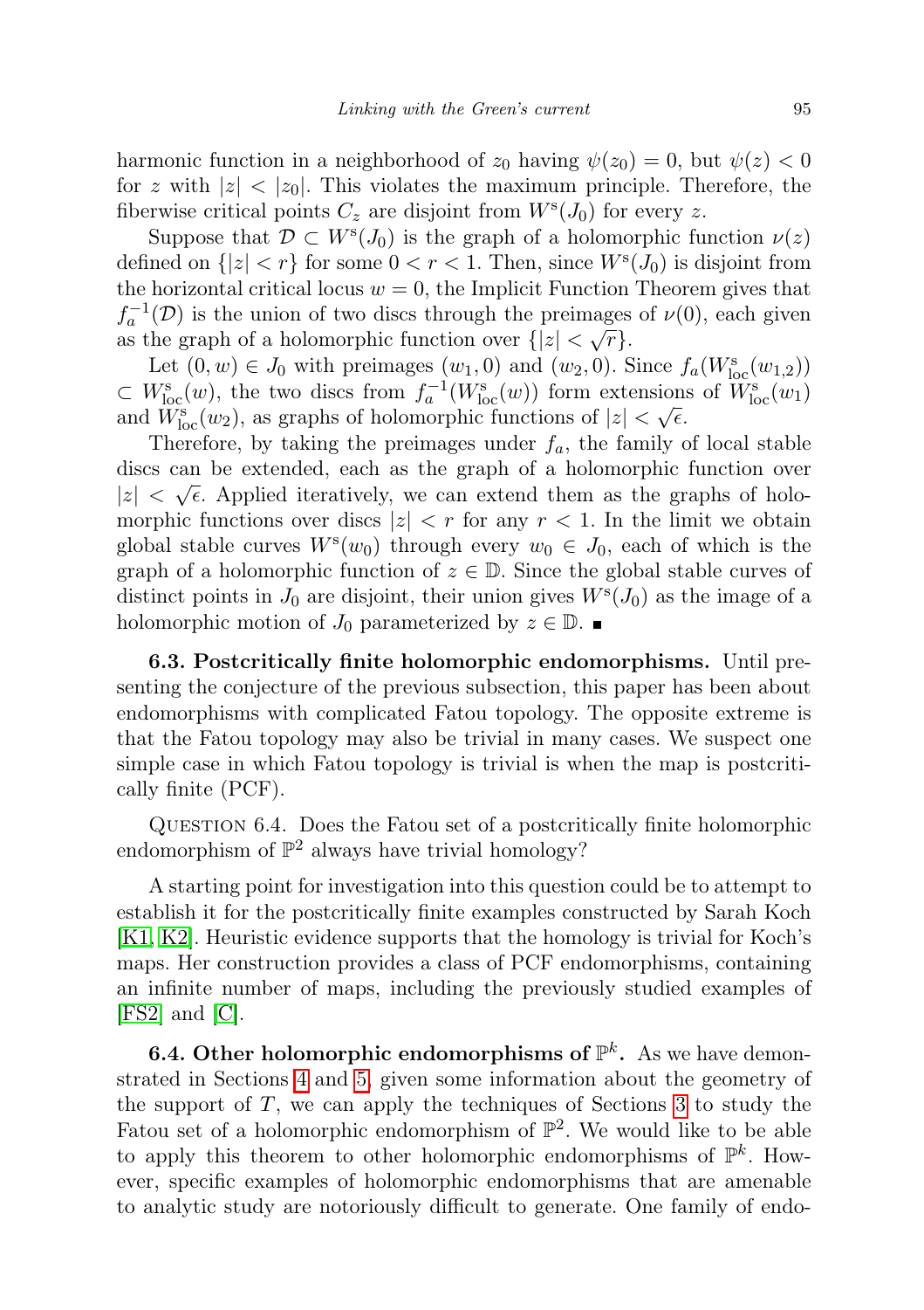harmonic function in a neighborhood of $z_0$ having $\psi(z_0) = 0$, but $\psi(z) < 0$ for $z$ with $|z| < |z_0|$. This violates the maximum principle. Therefore, the fiberwise critical points $C_z$ are disjoint from $W^{\mathrm{s}}(J_0)$ for every $z$.

Suppose that $\mathcal{D} \subset W^{\mathrm{s}}(J_0)$ is the graph of a holomorphic function $\nu(z)$ defined on $\{|z| < r\}$ for some $0 < r < 1$. Then, since $W^{\mathrm{s}}(J_0)$ is disjoint from the horizontal critical locus $w = 0$, the Implicit Function Theorem gives that $f_a^{-1}(\mathcal{D})$ is the union of two discs through the preimages of $\nu(0)$, each given as the graph of a holomorphic function over $\{|z| < \sqrt{r}\}$.

Let $(0, w) \in J_0$ with preimages $(w_1, 0)$ and $(w_2, 0)$. Since $f_a(W^{\mathrm{s}}_{\mathrm{loc}}(w_{1,2})) \subset W^{\mathrm{s}}_{\mathrm{loc}}(w)$, the two discs from $f_a^{-1}(W^{\mathrm{s}}_{\mathrm{loc}}(w))$ form extensions of $W^{\mathrm{s}}_{\mathrm{loc}}(w_1)$ and $W^{\mathrm{s}}_{\mathrm{loc}}(w_2)$, as graphs of holomorphic functions of $|z| < \sqrt{\epsilon}$.

Therefore, by taking the preimages under $f_a$, the family of local stable discs can be extended, each as the graph of a holomorphic function over $|z| < \sqrt{\epsilon}$. Applied iteratively, we can extend them as the graphs of holomorphic functions over discs $|z| < r$ for any $r < 1$. In the limit we obtain global stable curves $W^{\mathrm{s}}(w_0)$ through every $w_0 \in J_0$, each of which is the graph of a holomorphic function of $z \in \mathbb{D}$. Since the global stable curves of distinct points in $J_0$ are disjoint, their union gives $W^{\mathrm{s}}(J_0)$ as the image of a holomorphic motion of $J_0$ parameterized by $z \in \mathbb{D}$. ∎

**6.3. Postcritically finite holomorphic endomorphisms.** Until presenting the conjecture of the previous subsection, this paper has been about endomorphisms with complicated Fatou topology. The opposite extreme is that the Fatou topology may also be trivial in many cases. We suspect one simple case in which Fatou topology is trivial is when the map is postcritically finite (PCF).

Question 6.4. Does the Fatou set of a postcritically finite holomorphic endomorphism of $\mathbb{P}^2$ always have trivial homology?

A starting point for investigation into this question could be to attempt to establish it for the postcritically finite examples constructed by Sarah Koch [K1, K2]. Heuristic evidence supports that the homology is trivial for Koch's maps. Her construction provides a class of PCF endomorphisms, containing an infinite number of maps, including the previously studied examples of [FS2] and [C].

**6.4. Other holomorphic endomorphisms of $\mathbb{P}^k$.** As we have demonstrated in Sections 4 and 5, given some information about the geometry of the support of $T$, we can apply the techniques of Sections 3 to study the Fatou set of a holomorphic endomorphism of $\mathbb{P}^2$. We would like to be able to apply this theorem to other holomorphic endomorphisms of $\mathbb{P}^k$. However, specific examples of holomorphic endomorphisms that are amenable to analytic study are notoriously difficult to generate. One family of endo-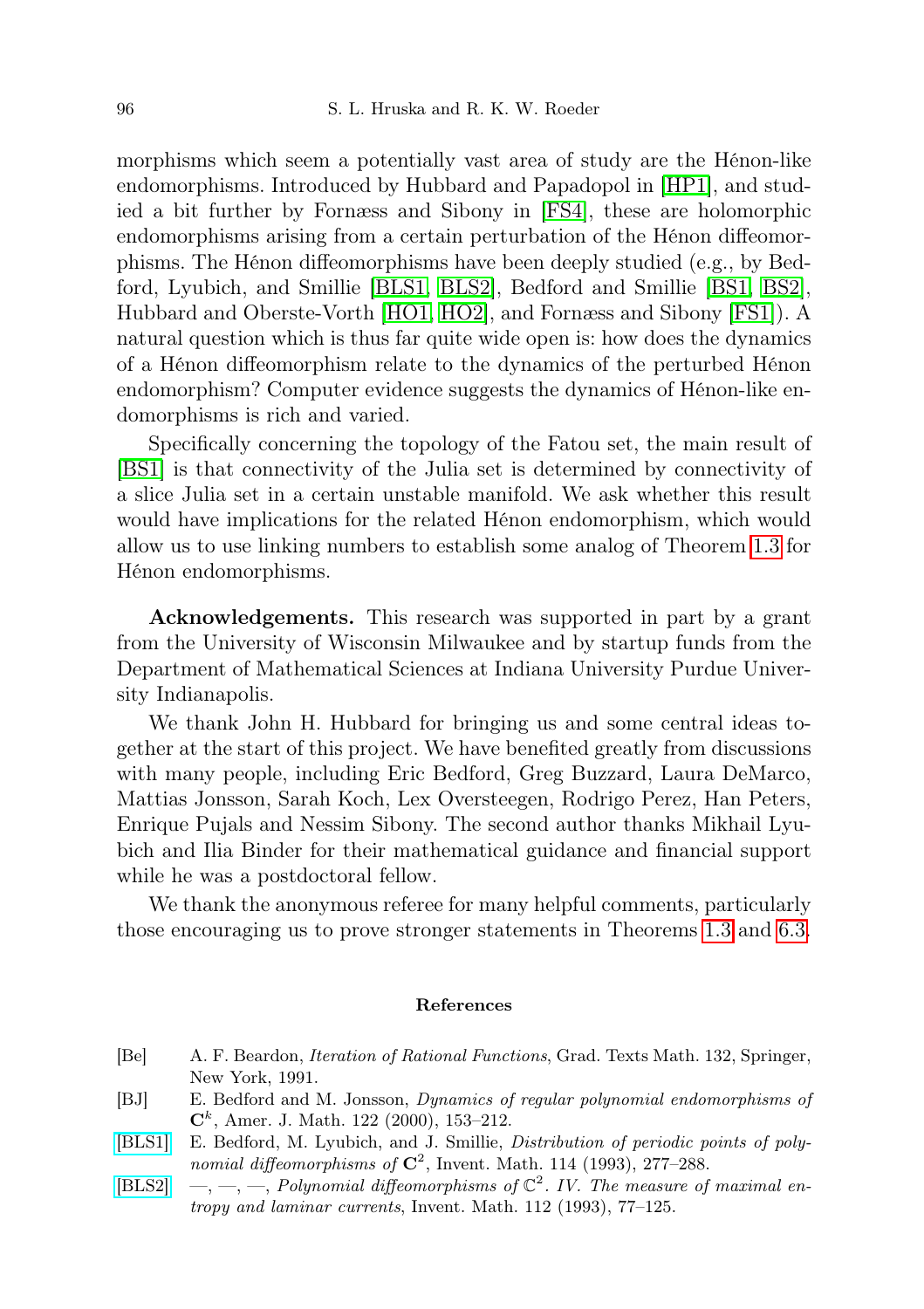morphisms which seem a potentially vast area of study are the Hénon-like endomorphisms. Introduced by Hubbard and Papadopol in [HP1], and studied a bit further by Fornæss and Sibony in [FS4], these are holomorphic endomorphisms arising from a certain perturbation of the Hénon diffeomorphisms. The Hénon diffeomorphisms have been deeply studied (e.g., by Bedford, Lyubich, and Smillie [BLS1, BLS2], Bedford and Smillie [BS1, BS2], Hubbard and Oberste-Vorth [HO1, HO2], and Fornæss and Sibony [FS1]). A natural question which is thus far quite wide open is: how does the dynamics of a Hénon diffeomorphism relate to the dynamics of the perturbed Hénon endomorphism? Computer evidence suggests the dynamics of Hénon-like endomorphisms is rich and varied.

Specifically concerning the topology of the Fatou set, the main result of [BS1] is that connectivity of the Julia set is determined by connectivity of a slice Julia set in a certain unstable manifold. We ask whether this result would have implications for the related Hénon endomorphism, which would allow us to use linking numbers to establish some analog of Theorem 1.3 for Hénon endomorphisms.

**Acknowledgements.** This research was supported in part by a grant from the University of Wisconsin Milwaukee and by startup funds from the Department of Mathematical Sciences at Indiana University Purdue University Indianapolis.

We thank John H. Hubbard for bringing us and some central ideas together at the start of this project. We have benefited greatly from discussions with many people, including Eric Bedford, Greg Buzzard, Laura DeMarco, Mattias Jonsson, Sarah Koch, Lex Oversteegen, Rodrigo Perez, Han Peters, Enrique Pujals and Nessim Sibony. The second author thanks Mikhail Lyubich and Ilia Binder for their mathematical guidance and financial support while he was a postdoctoral fellow.

We thank the anonymous referee for many helpful comments, particularly those encouraging us to prove stronger statements in Theorems 1.3 and 6.3.

## References

[Be] A. F. Beardon, *Iteration of Rational Functions*, Grad. Texts Math. 132, Springer, New York, 1991.

[BJ] E. Bedford and M. Jonsson, *Dynamics of regular polynomial endomorphisms of* $\mathbf{C}^k$, Amer. J. Math. 122 (2000), 153–212.

[BLS1] E. Bedford, M. Lyubich, and J. Smillie, *Distribution of periodic points of polynomial diffeomorphisms of* $\mathbf{C}^2$, Invent. Math. 114 (1993), 277–288.

[BLS2] —, —, —, *Polynomial diffeomorphisms of* $\mathbb{C}^2$*. IV. The measure of maximal entropy and laminar currents*, Invent. Math. 112 (1993), 77–125.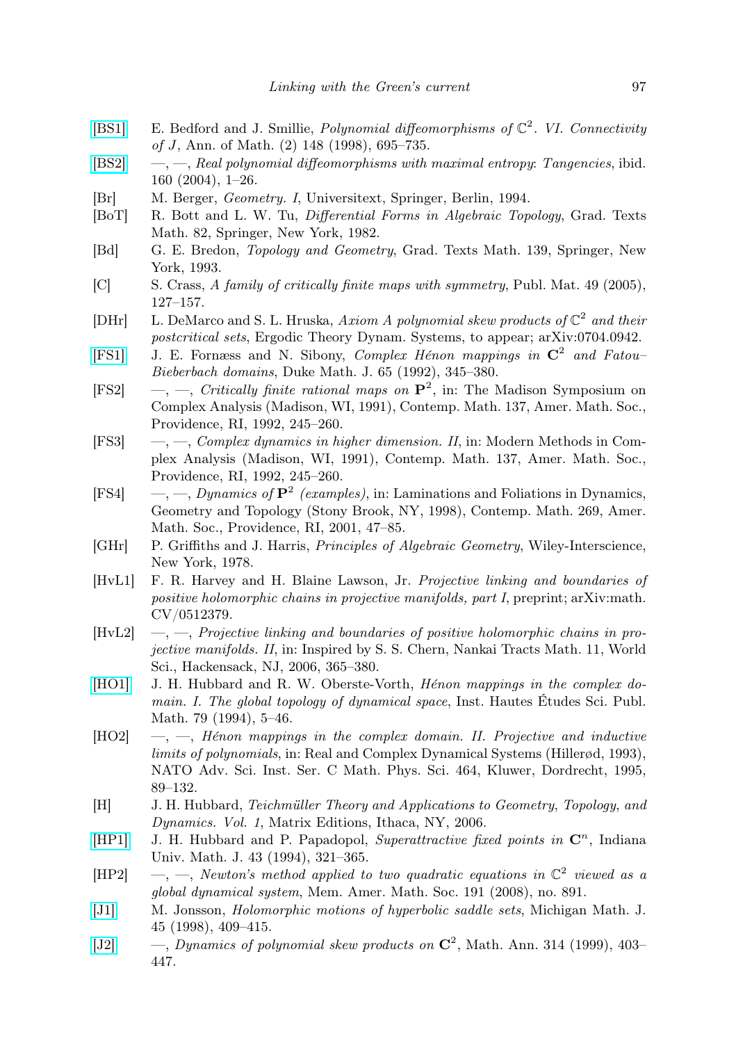[BS1] E. Bedford and J. Smillie, *Polynomial diffeomorphisms of $\mathbb{C}^2$. VI. Connectivity of J*, Ann. of Math. (2) 148 (1998), 695–735.

[BS2] —, —, *Real polynomial diffeomorphisms with maximal entropy: Tangencies*, ibid. 160 (2004), 1–26.

[Br] M. Berger, *Geometry. I*, Universitext, Springer, Berlin, 1994.

[BoT] R. Bott and L. W. Tu, *Differential Forms in Algebraic Topology*, Grad. Texts Math. 82, Springer, New York, 1982.

[Bd] G. E. Bredon, *Topology and Geometry*, Grad. Texts Math. 139, Springer, New York, 1993.

[C] S. Crass, *A family of critically finite maps with symmetry*, Publ. Mat. 49 (2005), 127–157.

[DHr] L. DeMarco and S. L. Hruska, *Axiom A polynomial skew products of $\mathbb{C}^2$ and their postcritical sets*, Ergodic Theory Dynam. Systems, to appear; arXiv:0704.0942.

[FS1] J. E. Fornæss and N. Sibony, *Complex Hénon mappings in $\mathbf{C}^2$ and Fatou–Bieberbach domains*, Duke Math. J. 65 (1992), 345–380.

[FS2] —, —, *Critically finite rational maps on $\mathbf{P}^2$*, in: The Madison Symposium on Complex Analysis (Madison, WI, 1991), Contemp. Math. 137, Amer. Math. Soc., Providence, RI, 1992, 245–260.

[FS3] —, —, *Complex dynamics in higher dimension. II*, in: Modern Methods in Complex Analysis (Madison, WI, 1991), Contemp. Math. 137, Amer. Math. Soc., Providence, RI, 1992, 245–260.

[FS4] —, —, *Dynamics of $\mathbf{P}^2$ (examples)*, in: Laminations and Foliations in Dynamics, Geometry and Topology (Stony Brook, NY, 1998), Contemp. Math. 269, Amer. Math. Soc., Providence, RI, 2001, 47–85.

[GHr] P. Griffiths and J. Harris, *Principles of Algebraic Geometry*, Wiley-Interscience, New York, 1978.

[HvL1] F. R. Harvey and H. Blaine Lawson, Jr. *Projective linking and boundaries of positive holomorphic chains in projective manifolds, part I*, preprint; arXiv:math.CV/0512379.

[HvL2] —, —, *Projective linking and boundaries of positive holomorphic chains in projective manifolds. II*, in: Inspired by S. S. Chern, Nankai Tracts Math. 11, World Sci., Hackensack, NJ, 2006, 365–380.

[HO1] J. H. Hubbard and R. W. Oberste-Vorth, *Hénon mappings in the complex domain. I. The global topology of dynamical space*, Inst. Hautes Études Sci. Publ. Math. 79 (1994), 5–46.

[HO2] —, —, *Hénon mappings in the complex domain. II. Projective and inductive limits of polynomials*, in: Real and Complex Dynamical Systems (Hillerød, 1993), NATO Adv. Sci. Inst. Ser. C Math. Phys. Sci. 464, Kluwer, Dordrecht, 1995, 89–132.

[H] J. H. Hubbard, *Teichmüller Theory and Applications to Geometry, Topology, and Dynamics. Vol. 1*, Matrix Editions, Ithaca, NY, 2006.

[HP1] J. H. Hubbard and P. Papadopol, *Superattractive fixed points in $\mathbf{C}^n$*, Indiana Univ. Math. J. 43 (1994), 321–365.

[HP2] —, —, *Newton's method applied to two quadratic equations in $\mathbb{C}^2$ viewed as a global dynamical system*, Mem. Amer. Math. Soc. 191 (2008), no. 891.

[J1] M. Jonsson, *Holomorphic motions of hyperbolic saddle sets*, Michigan Math. J. 45 (1998), 409–415.

[J2] —, *Dynamics of polynomial skew products on $\mathbf{C}^2$*, Math. Ann. 314 (1999), 403–447.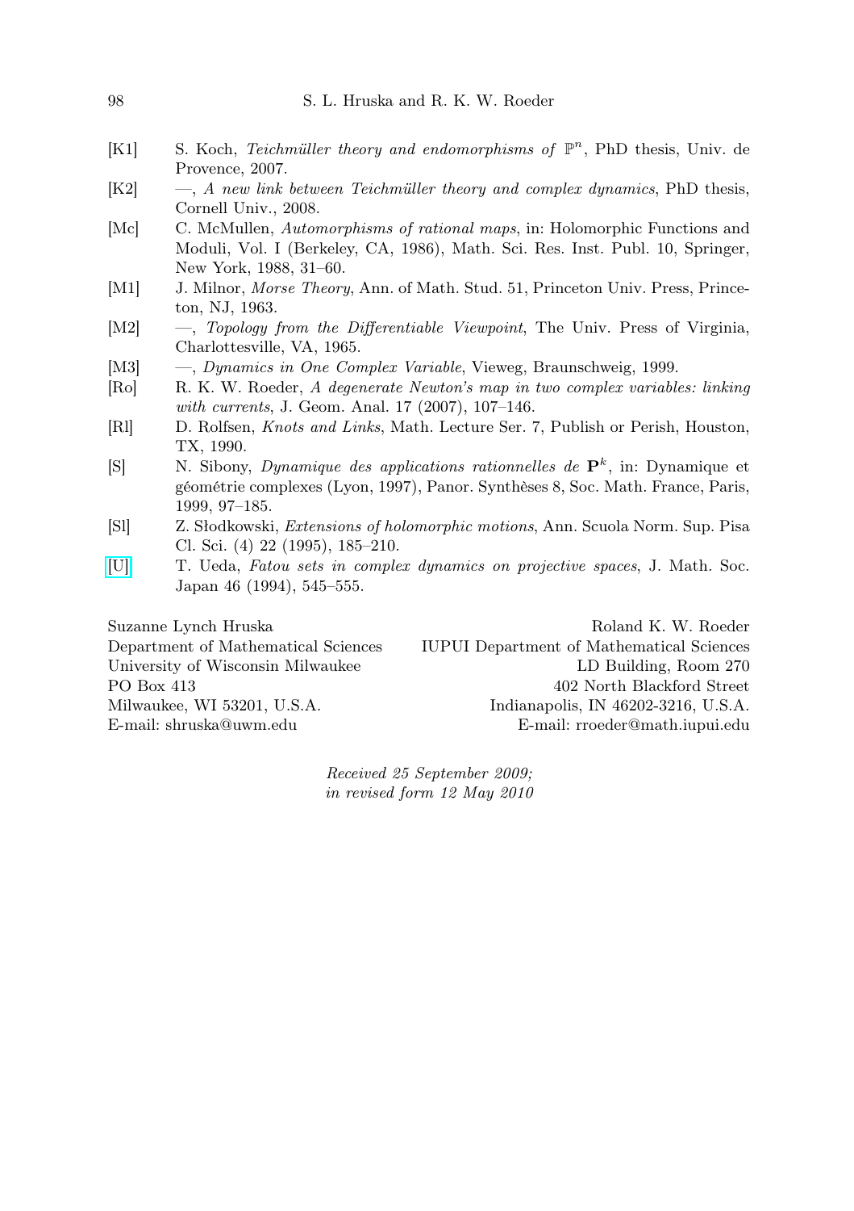[K1] S. Koch, *Teichmüller theory and endomorphisms of* $\mathbb{P}^n$, PhD thesis, Univ. de Provence, 2007.

[K2] —, *A new link between Teichmüller theory and complex dynamics*, PhD thesis, Cornell Univ., 2008.

[Mc] C. McMullen, *Automorphisms of rational maps*, in: Holomorphic Functions and Moduli, Vol. I (Berkeley, CA, 1986), Math. Sci. Res. Inst. Publ. 10, Springer, New York, 1988, 31–60.

[M1] J. Milnor, *Morse Theory*, Ann. of Math. Stud. 51, Princeton Univ. Press, Princeton, NJ, 1963.

[M2] —, *Topology from the Differentiable Viewpoint*, The Univ. Press of Virginia, Charlottesville, VA, 1965.

[M3] —, *Dynamics in One Complex Variable*, Vieweg, Braunschweig, 1999.

[Ro] R. K. W. Roeder, *A degenerate Newton's map in two complex variables: linking with currents*, J. Geom. Anal. 17 (2007), 107–146.

[Rl] D. Rolfsen, *Knots and Links*, Math. Lecture Ser. 7, Publish or Perish, Houston, TX, 1990.

[S] N. Sibony, *Dynamique des applications rationnelles de* $\mathbf{P}^k$, in: Dynamique et géométrie complexes (Lyon, 1997), Panor. Synthèses 8, Soc. Math. France, Paris, 1999, 97–185.

[Sl] Z. Słodkowski, *Extensions of holomorphic motions*, Ann. Scuola Norm. Sup. Pisa Cl. Sci. (4) 22 (1995), 185–210.

[U] T. Ueda, *Fatou sets in complex dynamics on projective spaces*, J. Math. Soc. Japan 46 (1994), 545–555.

Suzanne Lynch Hruska
Department of Mathematical Sciences
University of Wisconsin Milwaukee
PO Box 413
Milwaukee, WI 53201, U.S.A.
E-mail: shruska@uwm.edu

Roland K. W. Roeder
IUPUI Department of Mathematical Sciences
LD Building, Room 270
402 North Blackford Street
Indianapolis, IN 46202-3216, U.S.A.
E-mail: rroeder@math.iupui.edu

*Received 25 September 2009;*
*in revised form 12 May 2010*